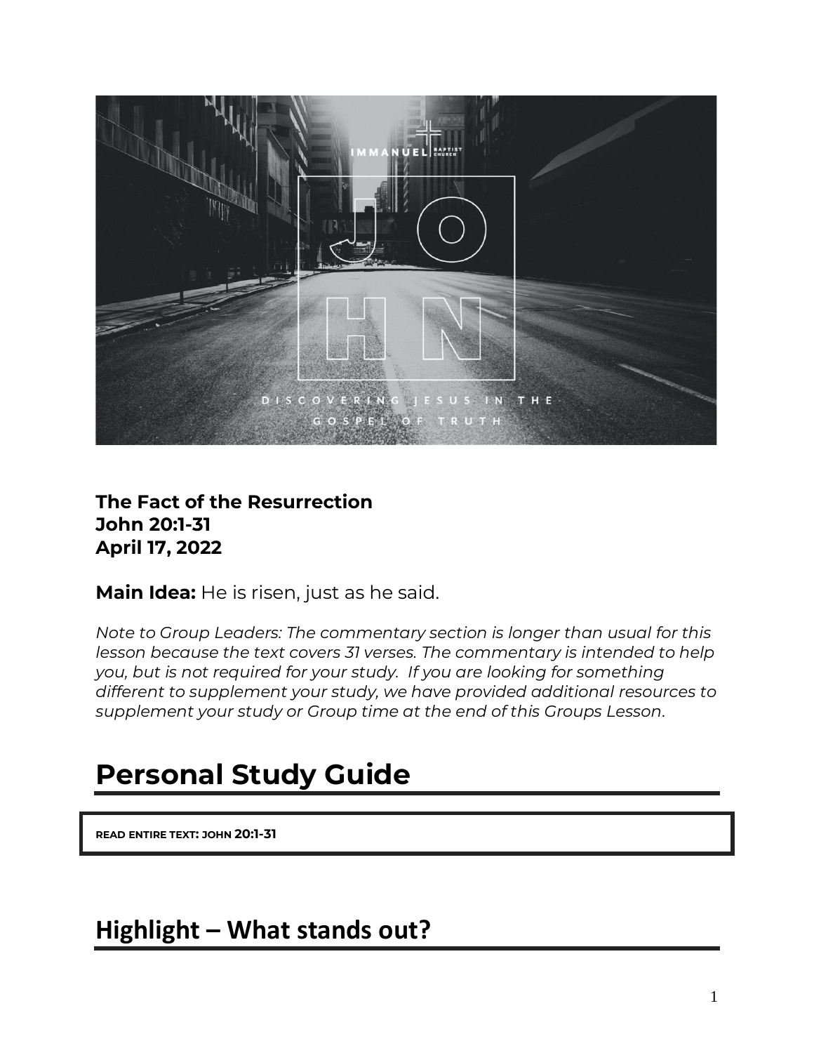**The Fact of the Resurrection**
**John 20:1-31**
**April 17, 2022**

**Main Idea:** He is risen, just as he said.

*Note to Group Leaders: The commentary section is longer than usual for this lesson because the text covers 31 verses. The commentary is intended to help you, but is not required for your study. If you are looking for something different to supplement your study, we have provided additional resources to supplement your study or Group time at the end of this Groups Lesson.*

# Personal Study Guide

READ ENTIRE TEXT: JOHN **20:1-31**

## Highlight – What stands out?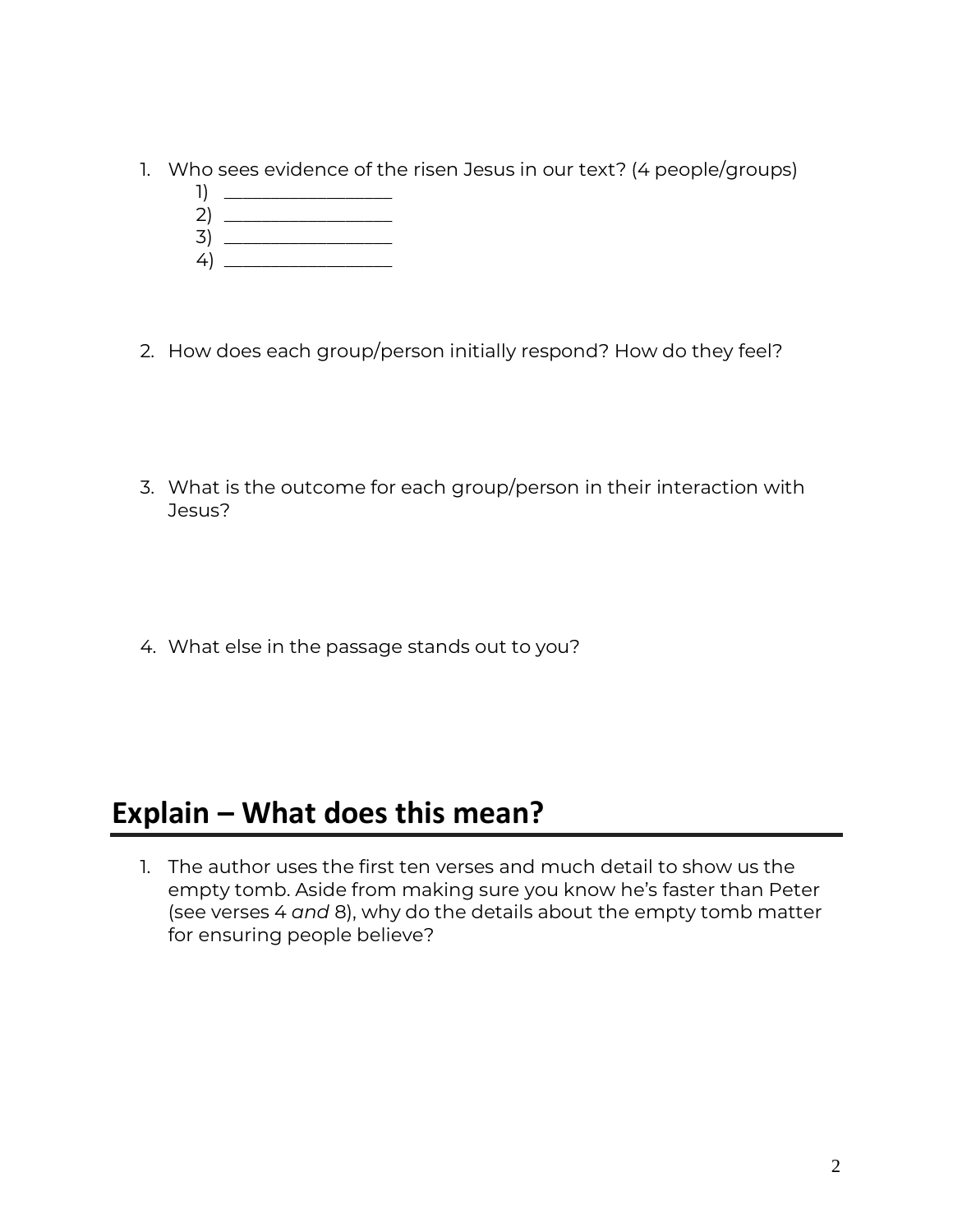1. Who sees evidence of the risen Jesus in our text? (4 people/groups)
    1) ________________
    2) ________________
    3) ________________
    4) ________________

2. How does each group/person initially respond? How do they feel?

3. What is the outcome for each group/person in their interaction with Jesus?

4. What else in the passage stands out to you?

## Explain – What does this mean?

1. The author uses the first ten verses and much detail to show us the empty tomb. Aside from making sure you know he's faster than Peter (see verses 4 *and* 8), why do the details about the empty tomb matter for ensuring people believe?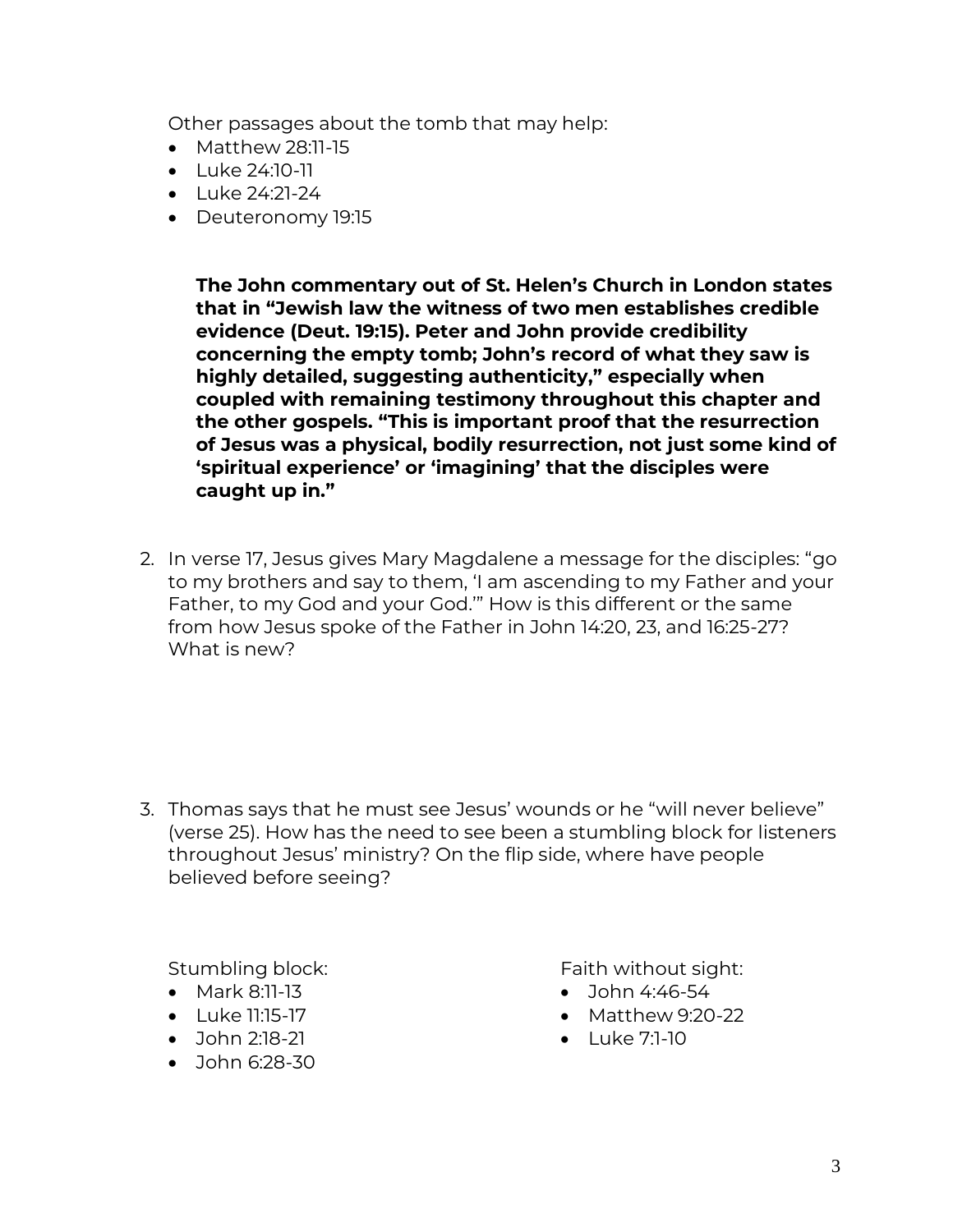Other passages about the tomb that may help:

- Matthew 28:11-15
- Luke 24:10-11
- Luke 24:21-24
- Deuteronomy 19:15

**The John commentary out of St. Helen's Church in London states that in "Jewish law the witness of two men establishes credible evidence (Deut. 19:15). Peter and John provide credibility concerning the empty tomb; John's record of what they saw is highly detailed, suggesting authenticity," especially when coupled with remaining testimony throughout this chapter and the other gospels. "This is important proof that the resurrection of Jesus was a physical, bodily resurrection, not just some kind of 'spiritual experience' or 'imagining' that the disciples were caught up in."**

2. In verse 17, Jesus gives Mary Magdalene a message for the disciples: "go to my brothers and say to them, 'I am ascending to my Father and your Father, to my God and your God.'" How is this different or the same from how Jesus spoke of the Father in John 14:20, 23, and 16:25-27? What is new?

3. Thomas says that he must see Jesus' wounds or he "will never believe" (verse 25). How has the need to see been a stumbling block for listeners throughout Jesus' ministry? On the flip side, where have people believed before seeing?

Stumbling block:

- Mark 8:11-13
- Luke 11:15-17
- John 2:18-21
- John 6:28-30

Faith without sight:

- John 4:46-54
- Matthew 9:20-22
- Luke 7:1-10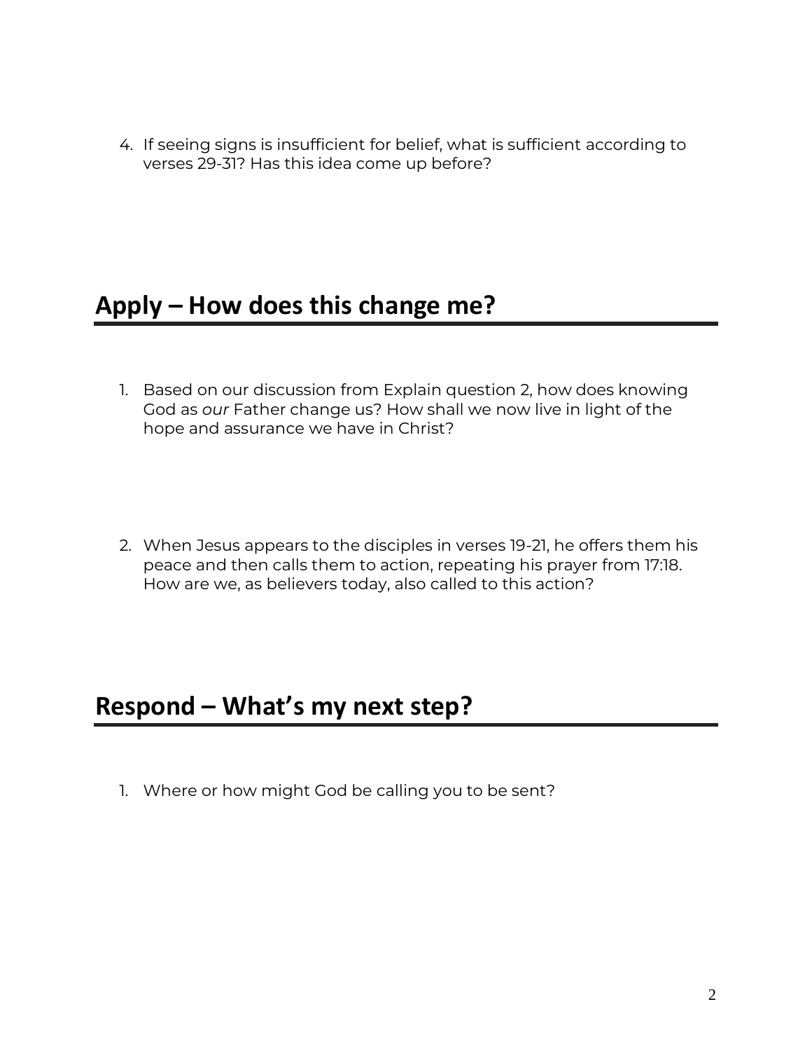4. If seeing signs is insufficient for belief, what is sufficient according to verses 29-31? Has this idea come up before?

## Apply – How does this change me?

1. Based on our discussion from Explain question 2, how does knowing God as *our* Father change us? How shall we now live in light of the hope and assurance we have in Christ?

2. When Jesus appears to the disciples in verses 19-21, he offers them his peace and then calls them to action, repeating his prayer from 17:18. How are we, as believers today, also called to this action?

## Respond – What's my next step?

1. Where or how might God be calling you to be sent?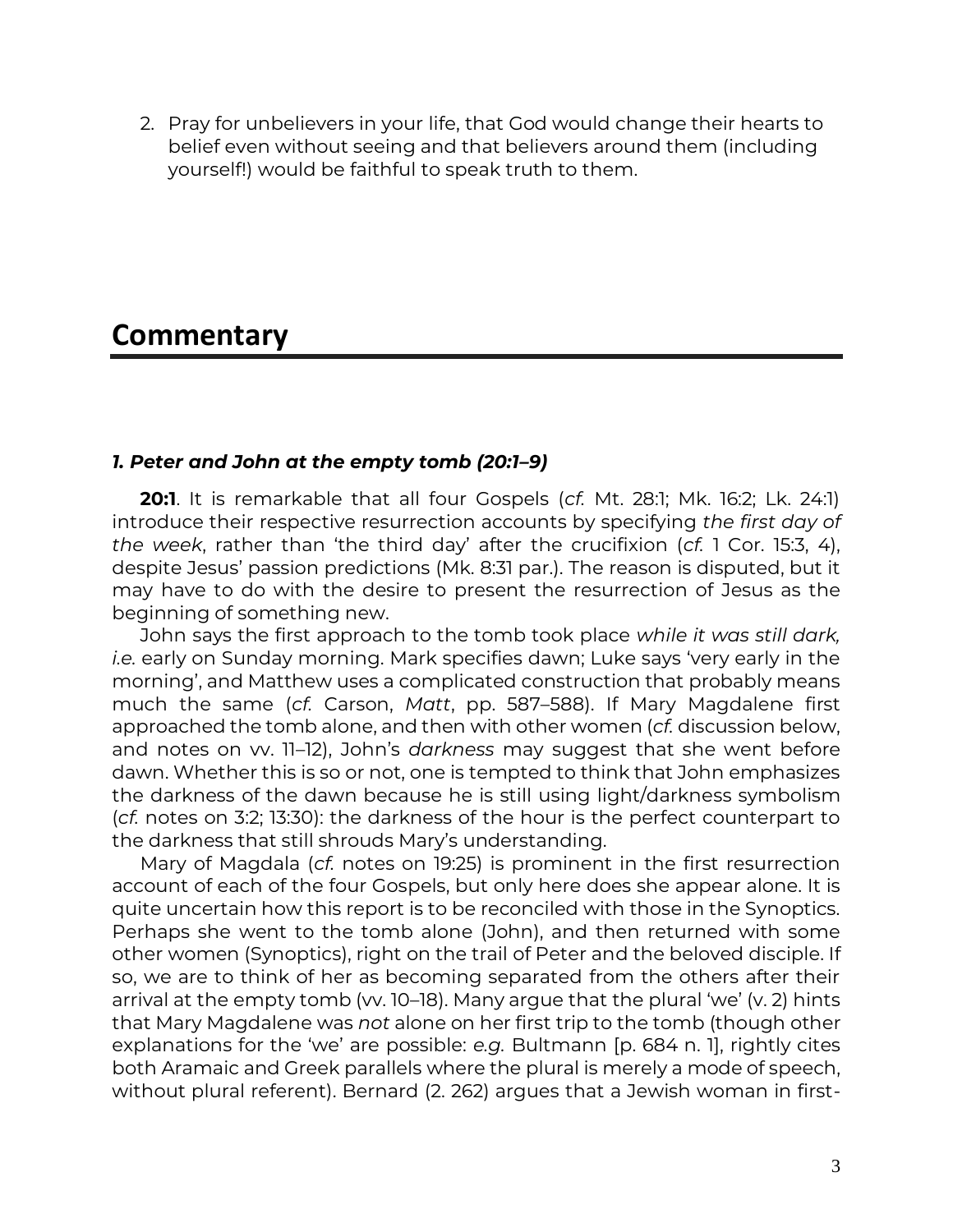2. Pray for unbelievers in your life, that God would change their hearts to belief even without seeing and that believers around them (including yourself!) would be faithful to speak truth to them.

## Commentary

### *1. Peter and John at the empty tomb (20:1–9)*

**20:1**. It is remarkable that all four Gospels (*cf.* Mt. 28:1; Mk. 16:2; Lk. 24:1) introduce their respective resurrection accounts by specifying *the first day of the week*, rather than 'the third day' after the crucifixion (*cf.* 1 Cor. 15:3, 4), despite Jesus' passion predictions (Mk. 8:31 par.). The reason is disputed, but it may have to do with the desire to present the resurrection of Jesus as the beginning of something new.

John says the first approach to the tomb took place *while it was still dark, i.e.* early on Sunday morning. Mark specifies dawn; Luke says 'very early in the morning', and Matthew uses a complicated construction that probably means much the same (*cf.* Carson, *Matt*, pp. 587–588). If Mary Magdalene first approached the tomb alone, and then with other women (*cf.* discussion below, and notes on vv. 11–12), John's *darkness* may suggest that she went before dawn. Whether this is so or not, one is tempted to think that John emphasizes the darkness of the dawn because he is still using light/darkness symbolism (*cf.* notes on 3:2; 13:30): the darkness of the hour is the perfect counterpart to the darkness that still shrouds Mary's understanding.

Mary of Magdala (*cf.* notes on 19:25) is prominent in the first resurrection account of each of the four Gospels, but only here does she appear alone. It is quite uncertain how this report is to be reconciled with those in the Synoptics. Perhaps she went to the tomb alone (John), and then returned with some other women (Synoptics), right on the trail of Peter and the beloved disciple. If so, we are to think of her as becoming separated from the others after their arrival at the empty tomb (vv. 10–18). Many argue that the plural 'we' (v. 2) hints that Mary Magdalene was *not* alone on her first trip to the tomb (though other explanations for the 'we' are possible: *e.g.* Bultmann [p. 684 n. 1], rightly cites both Aramaic and Greek parallels where the plural is merely a mode of speech, without plural referent). Bernard (2. 262) argues that a Jewish woman in first-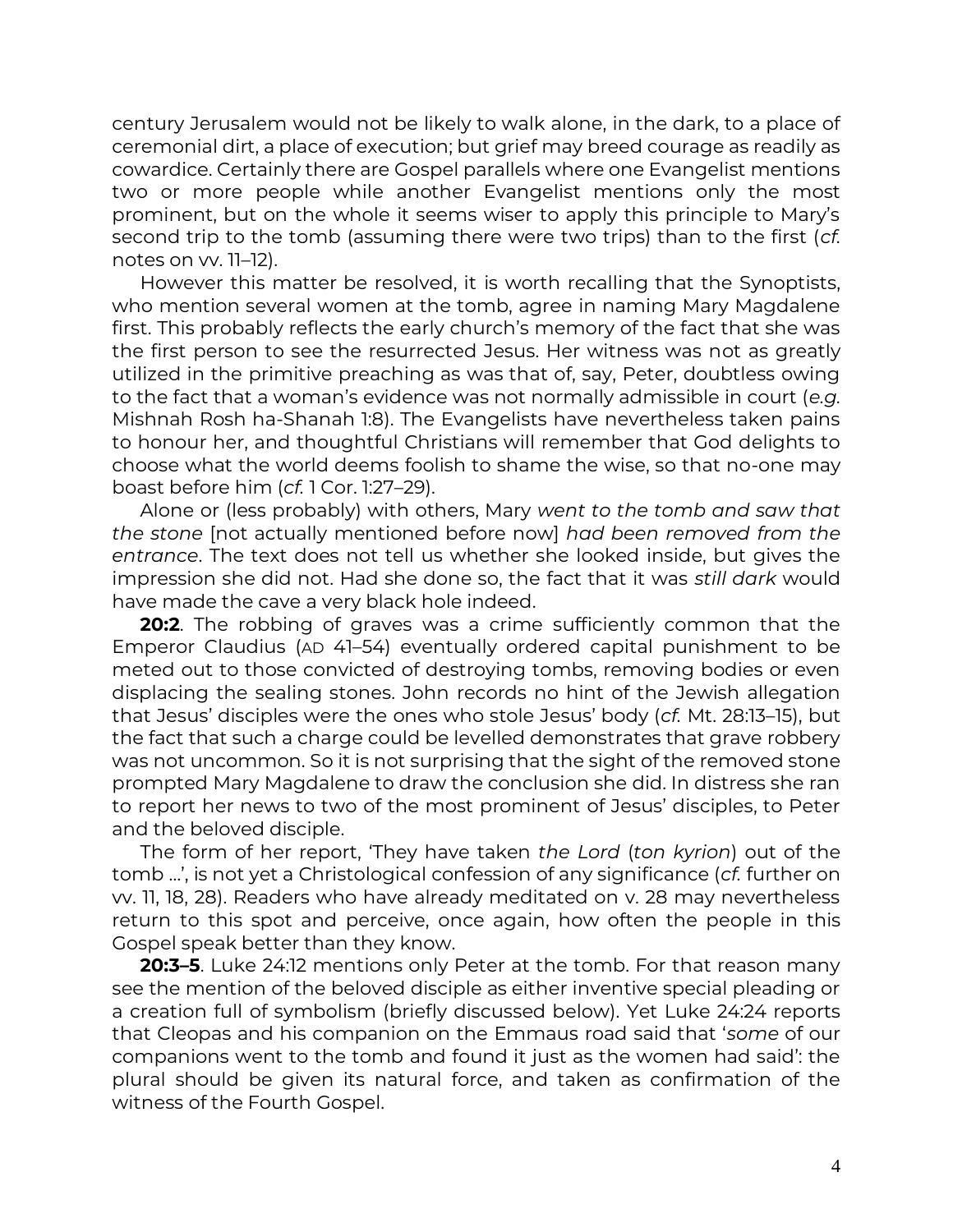century Jerusalem would not be likely to walk alone, in the dark, to a place of ceremonial dirt, a place of execution; but grief may breed courage as readily as cowardice. Certainly there are Gospel parallels where one Evangelist mentions two or more people while another Evangelist mentions only the most prominent, but on the whole it seems wiser to apply this principle to Mary's second trip to the tomb (assuming there were two trips) than to the first (*cf.* notes on vv. 11–12).

However this matter be resolved, it is worth recalling that the Synoptists, who mention several women at the tomb, agree in naming Mary Magdalene first. This probably reflects the early church's memory of the fact that she was the first person to see the resurrected Jesus. Her witness was not as greatly utilized in the primitive preaching as was that of, say, Peter, doubtless owing to the fact that a woman's evidence was not normally admissible in court (*e.g.* Mishnah Rosh ha-Shanah 1:8). The Evangelists have nevertheless taken pains to honour her, and thoughtful Christians will remember that God delights to choose what the world deems foolish to shame the wise, so that no-one may boast before him (*cf.* 1 Cor. 1:27–29).

Alone or (less probably) with others, Mary *went to the tomb and saw that the stone* [not actually mentioned before now] *had been removed from the entrance*. The text does not tell us whether she looked inside, but gives the impression she did not. Had she done so, the fact that it was *still dark* would have made the cave a very black hole indeed.

**20:2**. The robbing of graves was a crime sufficiently common that the Emperor Claudius (AD 41–54) eventually ordered capital punishment to be meted out to those convicted of destroying tombs, removing bodies or even displacing the sealing stones. John records no hint of the Jewish allegation that Jesus' disciples were the ones who stole Jesus' body (*cf.* Mt. 28:13–15), but the fact that such a charge could be levelled demonstrates that grave robbery was not uncommon. So it is not surprising that the sight of the removed stone prompted Mary Magdalene to draw the conclusion she did. In distress she ran to report her news to two of the most prominent of Jesus' disciples, to Peter and the beloved disciple.

The form of her report, 'They have taken *the Lord* (*ton kyrion*) out of the tomb ...', is not yet a Christological confession of any significance (*cf.* further on vv. 11, 18, 28). Readers who have already meditated on v. 28 may nevertheless return to this spot and perceive, once again, how often the people in this Gospel speak better than they know.

**20:3–5**. Luke 24:12 mentions only Peter at the tomb. For that reason many see the mention of the beloved disciple as either inventive special pleading or a creation full of symbolism (briefly discussed below). Yet Luke 24:24 reports that Cleopas and his companion on the Emmaus road said that '*some* of our companions went to the tomb and found it just as the women had said': the plural should be given its natural force, and taken as confirmation of the witness of the Fourth Gospel.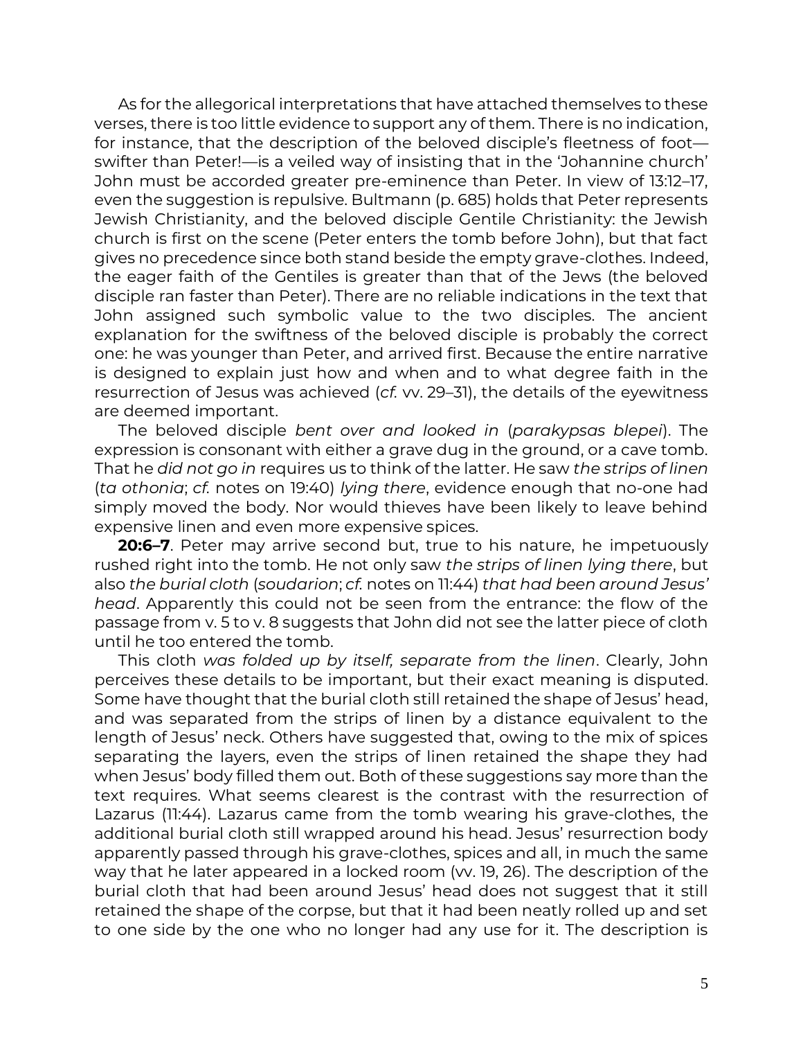As for the allegorical interpretations that have attached themselves to these verses, there is too little evidence to support any of them. There is no indication, for instance, that the description of the beloved disciple's fleetness of foot—swifter than Peter!—is a veiled way of insisting that in the 'Johannine church' John must be accorded greater pre-eminence than Peter. In view of 13:12–17, even the suggestion is repulsive. Bultmann (p. 685) holds that Peter represents Jewish Christianity, and the beloved disciple Gentile Christianity: the Jewish church is first on the scene (Peter enters the tomb before John), but that fact gives no precedence since both stand beside the empty grave-clothes. Indeed, the eager faith of the Gentiles is greater than that of the Jews (the beloved disciple ran faster than Peter). There are no reliable indications in the text that John assigned such symbolic value to the two disciples. The ancient explanation for the swiftness of the beloved disciple is probably the correct one: he was younger than Peter, and arrived first. Because the entire narrative is designed to explain just how and when and to what degree faith in the resurrection of Jesus was achieved (*cf.* vv. 29–31), the details of the eyewitness are deemed important.

The beloved disciple *bent over and looked in* (*parakypsas blepei*). The expression is consonant with either a grave dug in the ground, or a cave tomb. That he *did not go in* requires us to think of the latter. He saw *the strips of linen* (*ta othonia*; *cf.* notes on 19:40) *lying there*, evidence enough that no-one had simply moved the body. Nor would thieves have been likely to leave behind expensive linen and even more expensive spices.

**20:6–7**. Peter may arrive second but, true to his nature, he impetuously rushed right into the tomb. He not only saw *the strips of linen lying there*, but also *the burial cloth* (*soudarion*; *cf.* notes on 11:44) *that had been around Jesus' head*. Apparently this could not be seen from the entrance: the flow of the passage from v. 5 to v. 8 suggests that John did not see the latter piece of cloth until he too entered the tomb.

This cloth *was folded up by itself, separate from the linen*. Clearly, John perceives these details to be important, but their exact meaning is disputed. Some have thought that the burial cloth still retained the shape of Jesus' head, and was separated from the strips of linen by a distance equivalent to the length of Jesus' neck. Others have suggested that, owing to the mix of spices separating the layers, even the strips of linen retained the shape they had when Jesus' body filled them out. Both of these suggestions say more than the text requires. What seems clearest is the contrast with the resurrection of Lazarus (11:44). Lazarus came from the tomb wearing his grave-clothes, the additional burial cloth still wrapped around his head. Jesus' resurrection body apparently passed through his grave-clothes, spices and all, in much the same way that he later appeared in a locked room (vv. 19, 26). The description of the burial cloth that had been around Jesus' head does not suggest that it still retained the shape of the corpse, but that it had been neatly rolled up and set to one side by the one who no longer had any use for it. The description is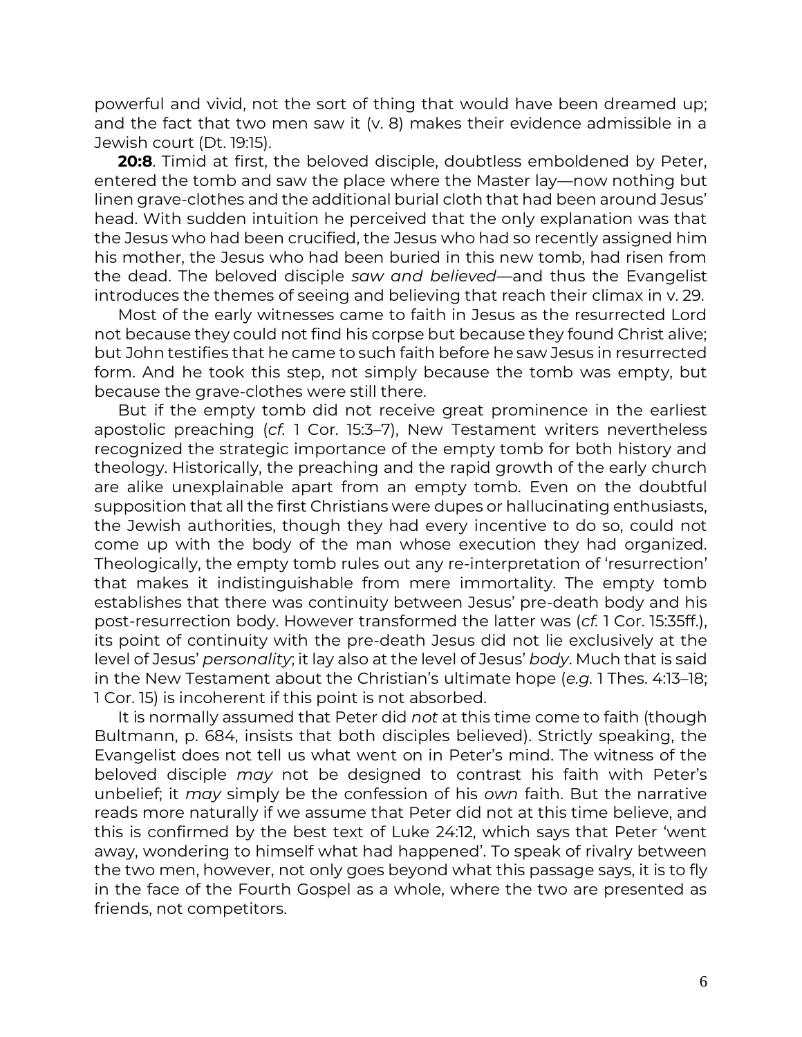powerful and vivid, not the sort of thing that would have been dreamed up; and the fact that two men saw it (v. 8) makes their evidence admissible in a Jewish court (Dt. 19:15).

**20:8**. Timid at first, the beloved disciple, doubtless emboldened by Peter, entered the tomb and saw the place where the Master lay—now nothing but linen grave-clothes and the additional burial cloth that had been around Jesus' head. With sudden intuition he perceived that the only explanation was that the Jesus who had been crucified, the Jesus who had so recently assigned him his mother, the Jesus who had been buried in this new tomb, had risen from the dead. The beloved disciple *saw and believed*—and thus the Evangelist introduces the themes of seeing and believing that reach their climax in v. 29.

Most of the early witnesses came to faith in Jesus as the resurrected Lord not because they could not find his corpse but because they found Christ alive; but John testifies that he came to such faith before he saw Jesus in resurrected form. And he took this step, not simply because the tomb was empty, but because the grave-clothes were still there.

But if the empty tomb did not receive great prominence in the earliest apostolic preaching (*cf.* 1 Cor. 15:3–7), New Testament writers nevertheless recognized the strategic importance of the empty tomb for both history and theology. Historically, the preaching and the rapid growth of the early church are alike unexplainable apart from an empty tomb. Even on the doubtful supposition that all the first Christians were dupes or hallucinating enthusiasts, the Jewish authorities, though they had every incentive to do so, could not come up with the body of the man whose execution they had organized. Theologically, the empty tomb rules out any re-interpretation of 'resurrection' that makes it indistinguishable from mere immortality. The empty tomb establishes that there was continuity between Jesus' pre-death body and his post-resurrection body. However transformed the latter was (*cf.* 1 Cor. 15:35ff.), its point of continuity with the pre-death Jesus did not lie exclusively at the level of Jesus' *personality*; it lay also at the level of Jesus' *body*. Much that is said in the New Testament about the Christian's ultimate hope (*e.g.* 1 Thes. 4:13–18; 1 Cor. 15) is incoherent if this point is not absorbed.

It is normally assumed that Peter did *not* at this time come to faith (though Bultmann, p. 684, insists that both disciples believed). Strictly speaking, the Evangelist does not tell us what went on in Peter's mind. The witness of the beloved disciple *may* not be designed to contrast his faith with Peter's unbelief; it *may* simply be the confession of his *own* faith. But the narrative reads more naturally if we assume that Peter did not at this time believe, and this is confirmed by the best text of Luke 24:12, which says that Peter 'went away, wondering to himself what had happened'. To speak of rivalry between the two men, however, not only goes beyond what this passage says, it is to fly in the face of the Fourth Gospel as a whole, where the two are presented as friends, not competitors.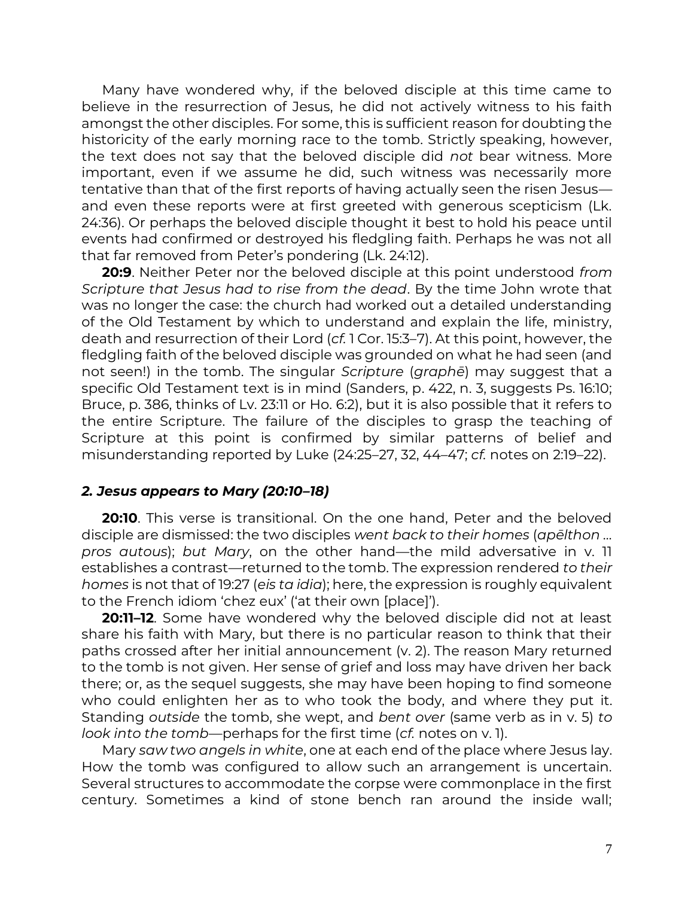Many have wondered why, if the beloved disciple at this time came to believe in the resurrection of Jesus, he did not actively witness to his faith amongst the other disciples. For some, this is sufficient reason for doubting the historicity of the early morning race to the tomb. Strictly speaking, however, the text does not say that the beloved disciple did *not* bear witness. More important, even if we assume he did, such witness was necessarily more tentative than that of the first reports of having actually seen the risen Jesus—and even these reports were at first greeted with generous scepticism (Lk. 24:36). Or perhaps the beloved disciple thought it best to hold his peace until events had confirmed or destroyed his fledgling faith. Perhaps he was not all that far removed from Peter's pondering (Lk. 24:12).

**20:9**. Neither Peter nor the beloved disciple at this point understood *from Scripture that Jesus had to rise from the dead*. By the time John wrote that was no longer the case: the church had worked out a detailed understanding of the Old Testament by which to understand and explain the life, ministry, death and resurrection of their Lord (*cf.* 1 Cor. 15:3–7). At this point, however, the fledgling faith of the beloved disciple was grounded on what he had seen (and not seen!) in the tomb. The singular *Scripture* (*graphē*) may suggest that a specific Old Testament text is in mind (Sanders, p. 422, n. 3, suggests Ps. 16:10; Bruce, p. 386, thinks of Lv. 23:11 or Ho. 6:2), but it is also possible that it refers to the entire Scripture. The failure of the disciples to grasp the teaching of Scripture at this point is confirmed by similar patterns of belief and misunderstanding reported by Luke (24:25–27, 32, 44–47; *cf.* notes on 2:19–22).

### *2. Jesus appears to Mary (20:10–18)*

**20:10**. This verse is transitional. On the one hand, Peter and the beloved disciple are dismissed: the two disciples *went back to their homes* (*apēlthon … pros autous*); *but Mary*, on the other hand—the mild adversative in v. 11 establishes a contrast—returned to the tomb. The expression rendered *to their homes* is not that of 19:27 (*eis ta idia*); here, the expression is roughly equivalent to the French idiom 'chez eux' ('at their own [place]').

**20:11–12**. Some have wondered why the beloved disciple did not at least share his faith with Mary, but there is no particular reason to think that their paths crossed after her initial announcement (v. 2). The reason Mary returned to the tomb is not given. Her sense of grief and loss may have driven her back there; or, as the sequel suggests, she may have been hoping to find someone who could enlighten her as to who took the body, and where they put it. Standing *outside* the tomb, she wept, and *bent over* (same verb as in v. 5) *to look into the tomb*—perhaps for the first time (*cf.* notes on v. 1).

Mary *saw two angels in white*, one at each end of the place where Jesus lay. How the tomb was configured to allow such an arrangement is uncertain. Several structures to accommodate the corpse were commonplace in the first century. Sometimes a kind of stone bench ran around the inside wall;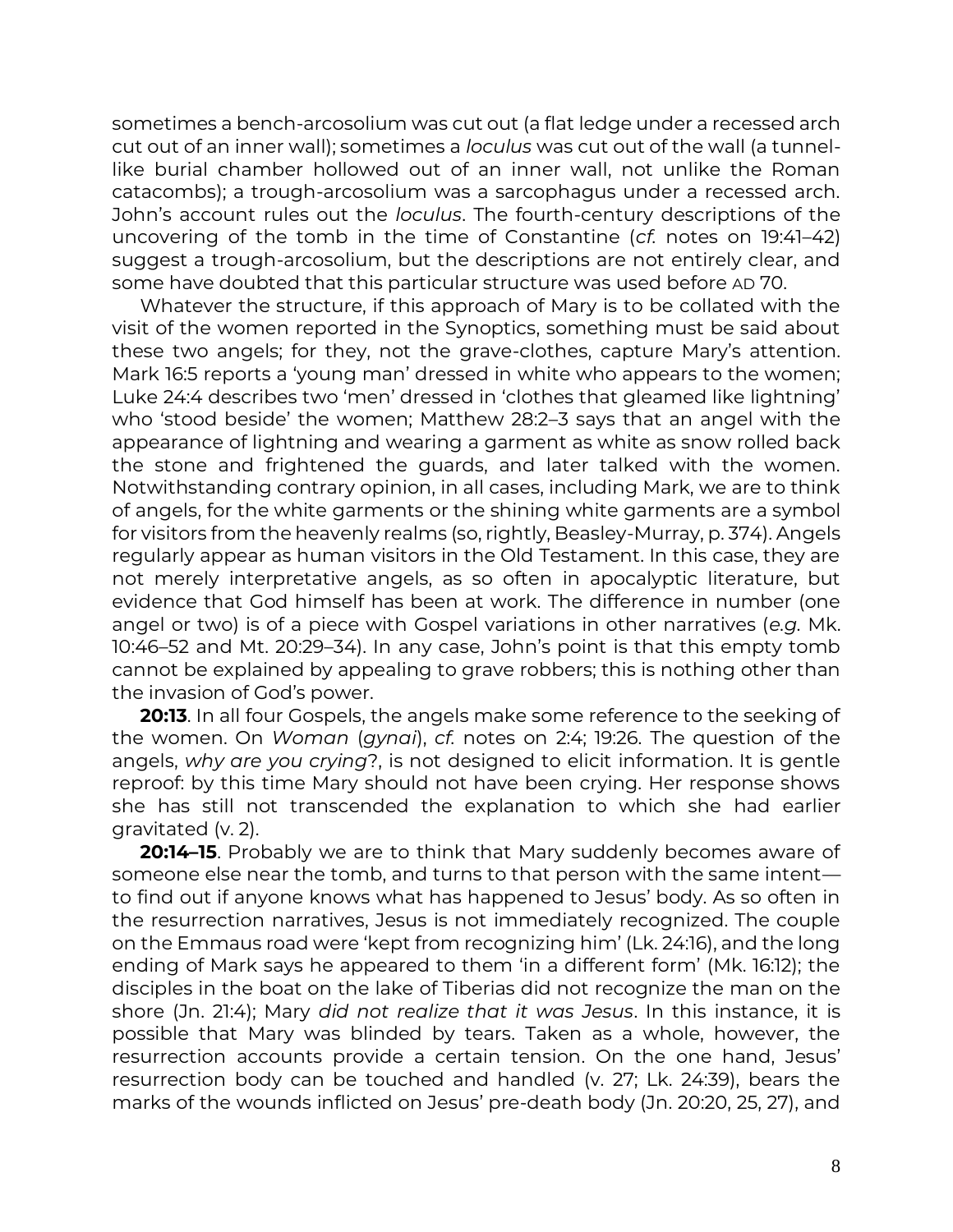sometimes a bench-arcosolium was cut out (a flat ledge under a recessed arch cut out of an inner wall); sometimes a *loculus* was cut out of the wall (a tunnel-like burial chamber hollowed out of an inner wall, not unlike the Roman catacombs); a trough-arcosolium was a sarcophagus under a recessed arch. John's account rules out the *loculus*. The fourth-century descriptions of the uncovering of the tomb in the time of Constantine (*cf.* notes on 19:41–42) suggest a trough-arcosolium, but the descriptions are not entirely clear, and some have doubted that this particular structure was used before AD 70.

Whatever the structure, if this approach of Mary is to be collated with the visit of the women reported in the Synoptics, something must be said about these two angels; for they, not the grave-clothes, capture Mary's attention. Mark 16:5 reports a 'young man' dressed in white who appears to the women; Luke 24:4 describes two 'men' dressed in 'clothes that gleamed like lightning' who 'stood beside' the women; Matthew 28:2–3 says that an angel with the appearance of lightning and wearing a garment as white as snow rolled back the stone and frightened the guards, and later talked with the women. Notwithstanding contrary opinion, in all cases, including Mark, we are to think of angels, for the white garments or the shining white garments are a symbol for visitors from the heavenly realms (so, rightly, Beasley-Murray, p. 374). Angels regularly appear as human visitors in the Old Testament. In this case, they are not merely interpretative angels, as so often in apocalyptic literature, but evidence that God himself has been at work. The difference in number (one angel or two) is of a piece with Gospel variations in other narratives (*e.g.* Mk. 10:46–52 and Mt. 20:29–34). In any case, John's point is that this empty tomb cannot be explained by appealing to grave robbers; this is nothing other than the invasion of God's power.

**20:13**. In all four Gospels, the angels make some reference to the seeking of the women. On *Woman* (*gynai*), *cf.* notes on 2:4; 19:26. The question of the angels, *why are you crying*?, is not designed to elicit information. It is gentle reproof: by this time Mary should not have been crying. Her response shows she has still not transcended the explanation to which she had earlier gravitated (v. 2).

**20:14–15**. Probably we are to think that Mary suddenly becomes aware of someone else near the tomb, and turns to that person with the same intent—to find out if anyone knows what has happened to Jesus' body. As so often in the resurrection narratives, Jesus is not immediately recognized. The couple on the Emmaus road were 'kept from recognizing him' (Lk. 24:16), and the long ending of Mark says he appeared to them 'in a different form' (Mk. 16:12); the disciples in the boat on the lake of Tiberias did not recognize the man on the shore (Jn. 21:4); Mary *did not realize that it was Jesus*. In this instance, it is possible that Mary was blinded by tears. Taken as a whole, however, the resurrection accounts provide a certain tension. On the one hand, Jesus' resurrection body can be touched and handled (v. 27; Lk. 24:39), bears the marks of the wounds inflicted on Jesus' pre-death body (Jn. 20:20, 25, 27), and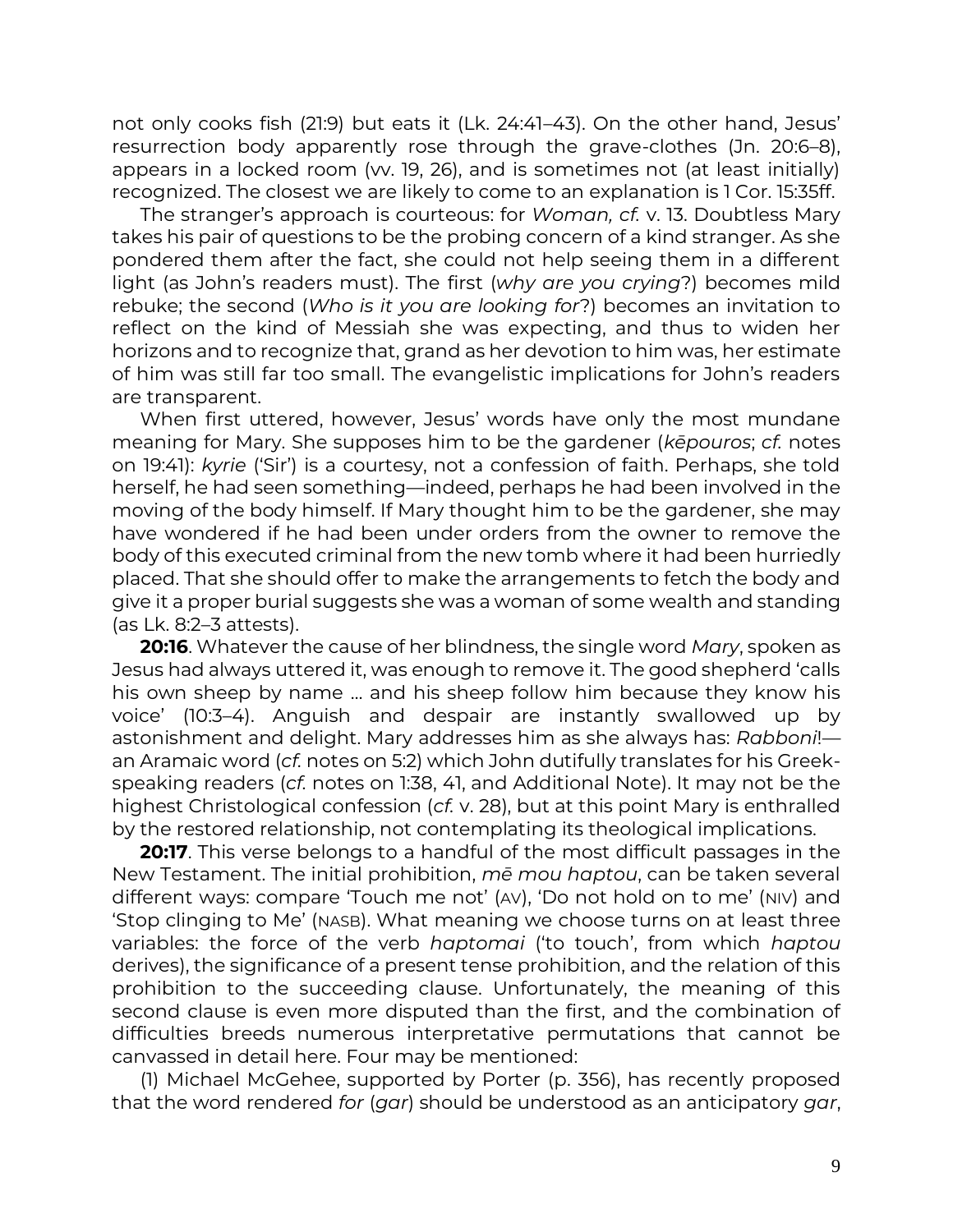not only cooks fish (21:9) but eats it (Lk. 24:41–43). On the other hand, Jesus' resurrection body apparently rose through the grave-clothes (Jn. 20:6–8), appears in a locked room (vv. 19, 26), and is sometimes not (at least initially) recognized. The closest we are likely to come to an explanation is 1 Cor. 15:35ff.

The stranger's approach is courteous: for *Woman, cf.* v. 13. Doubtless Mary takes his pair of questions to be the probing concern of a kind stranger. As she pondered them after the fact, she could not help seeing them in a different light (as John's readers must). The first (*why are you crying*?) becomes mild rebuke; the second (*Who is it you are looking for*?) becomes an invitation to reflect on the kind of Messiah she was expecting, and thus to widen her horizons and to recognize that, grand as her devotion to him was, her estimate of him was still far too small. The evangelistic implications for John's readers are transparent.

When first uttered, however, Jesus' words have only the most mundane meaning for Mary. She supposes him to be the gardener (*kēpouros*; *cf.* notes on 19:41): *kyrie* ('Sir') is a courtesy, not a confession of faith. Perhaps, she told herself, he had seen something—indeed, perhaps he had been involved in the moving of the body himself. If Mary thought him to be the gardener, she may have wondered if he had been under orders from the owner to remove the body of this executed criminal from the new tomb where it had been hurriedly placed. That she should offer to make the arrangements to fetch the body and give it a proper burial suggests she was a woman of some wealth and standing (as Lk. 8:2–3 attests).

**20:16**. Whatever the cause of her blindness, the single word *Mary*, spoken as Jesus had always uttered it, was enough to remove it. The good shepherd 'calls his own sheep by name … and his sheep follow him because they know his voice' (10:3–4). Anguish and despair are instantly swallowed up by astonishment and delight. Mary addresses him as she always has: *Rabboni*!—an Aramaic word (*cf.* notes on 5:2) which John dutifully translates for his Greek-speaking readers (*cf.* notes on 1:38, 41, and Additional Note). It may not be the highest Christological confession (*cf.* v. 28), but at this point Mary is enthralled by the restored relationship, not contemplating its theological implications.

**20:17**. This verse belongs to a handful of the most difficult passages in the New Testament. The initial prohibition, *mē mou haptou*, can be taken several different ways: compare 'Touch me not' (AV), 'Do not hold on to me' (NIV) and 'Stop clinging to Me' (NASB). What meaning we choose turns on at least three variables: the force of the verb *haptomai* ('to touch', from which *haptou* derives), the significance of a present tense prohibition, and the relation of this prohibition to the succeeding clause. Unfortunately, the meaning of this second clause is even more disputed than the first, and the combination of difficulties breeds numerous interpretative permutations that cannot be canvassed in detail here. Four may be mentioned:

(1) Michael McGehee, supported by Porter (p. 356), has recently proposed that the word rendered *for* (*gar*) should be understood as an anticipatory *gar*,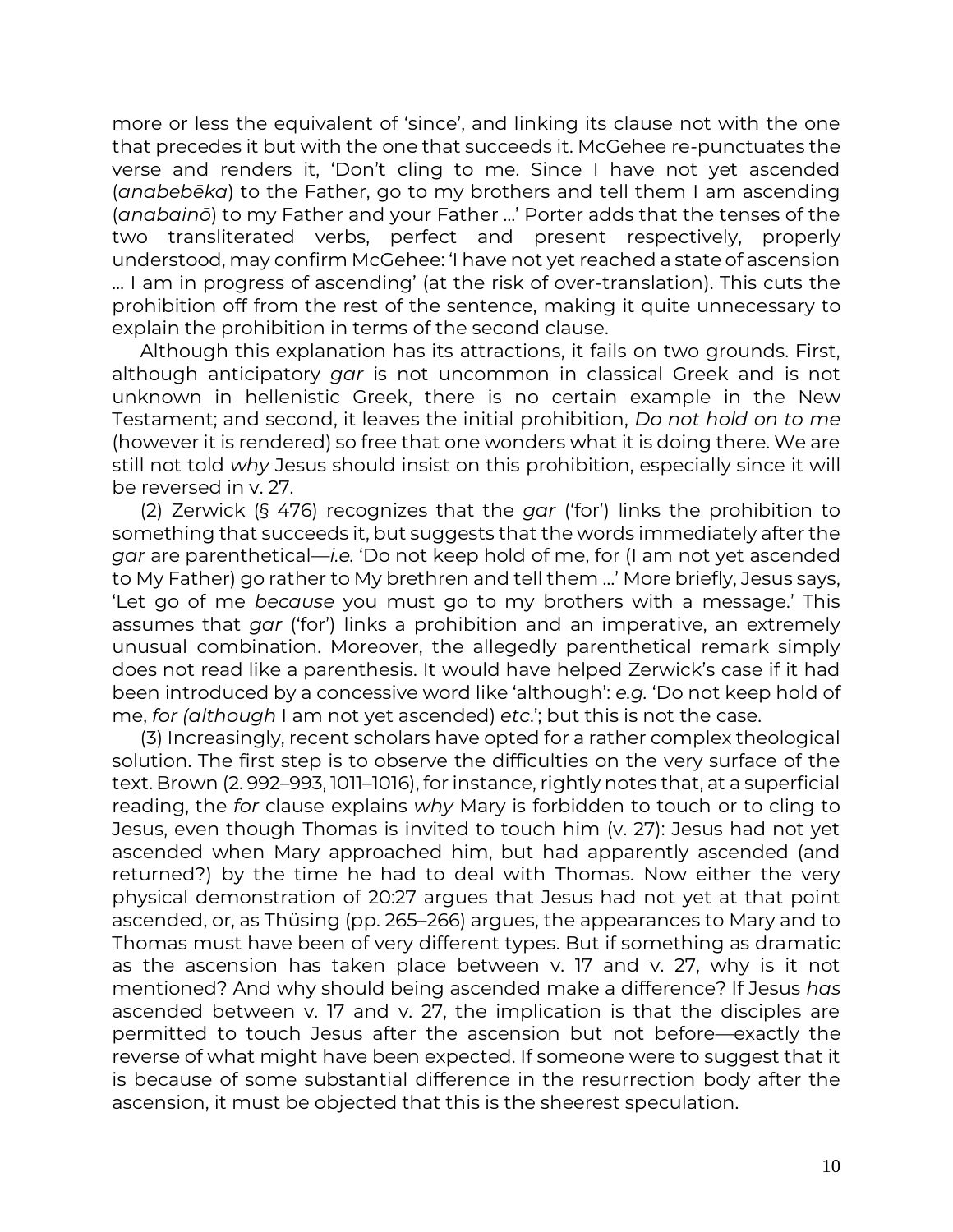more or less the equivalent of 'since', and linking its clause not with the one that precedes it but with the one that succeeds it. McGehee re-punctuates the verse and renders it, 'Don't cling to me. Since I have not yet ascended (*anabebēka*) to the Father, go to my brothers and tell them I am ascending (*anabainō*) to my Father and your Father ...' Porter adds that the tenses of the two transliterated verbs, perfect and present respectively, properly understood, may confirm McGehee: 'I have not yet reached a state of ascension ... I am in progress of ascending' (at the risk of over-translation). This cuts the prohibition off from the rest of the sentence, making it quite unnecessary to explain the prohibition in terms of the second clause.

Although this explanation has its attractions, it fails on two grounds. First, although anticipatory *gar* is not uncommon in classical Greek and is not unknown in hellenistic Greek, there is no certain example in the New Testament; and second, it leaves the initial prohibition, *Do not hold on to me* (however it is rendered) so free that one wonders what it is doing there. We are still not told *why* Jesus should insist on this prohibition, especially since it will be reversed in v. 27.

(2) Zerwick (§ 476) recognizes that the *gar* ('for') links the prohibition to something that succeeds it, but suggests that the words immediately after the *gar* are parenthetical—*i.e.* 'Do not keep hold of me, for (I am not yet ascended to My Father) go rather to My brethren and tell them ...' More briefly, Jesus says, 'Let go of me *because* you must go to my brothers with a message.' This assumes that *gar* ('for') links a prohibition and an imperative, an extremely unusual combination. Moreover, the allegedly parenthetical remark simply does not read like a parenthesis. It would have helped Zerwick's case if it had been introduced by a concessive word like 'although': *e.g.* 'Do not keep hold of me, *for (although* I am not yet ascended) *etc*.'; but this is not the case.

(3) Increasingly, recent scholars have opted for a rather complex theological solution. The first step is to observe the difficulties on the very surface of the text. Brown (2. 992–993, 1011–1016), for instance, rightly notes that, at a superficial reading, the *for* clause explains *why* Mary is forbidden to touch or to cling to Jesus, even though Thomas is invited to touch him (v. 27): Jesus had not yet ascended when Mary approached him, but had apparently ascended (and returned?) by the time he had to deal with Thomas. Now either the very physical demonstration of 20:27 argues that Jesus had not yet at that point ascended, or, as Thüsing (pp. 265–266) argues, the appearances to Mary and to Thomas must have been of very different types. But if something as dramatic as the ascension has taken place between v. 17 and v. 27, why is it not mentioned? And why should being ascended make a difference? If Jesus *has* ascended between v. 17 and v. 27, the implication is that the disciples are permitted to touch Jesus after the ascension but not before—exactly the reverse of what might have been expected. If someone were to suggest that it is because of some substantial difference in the resurrection body after the ascension, it must be objected that this is the sheerest speculation.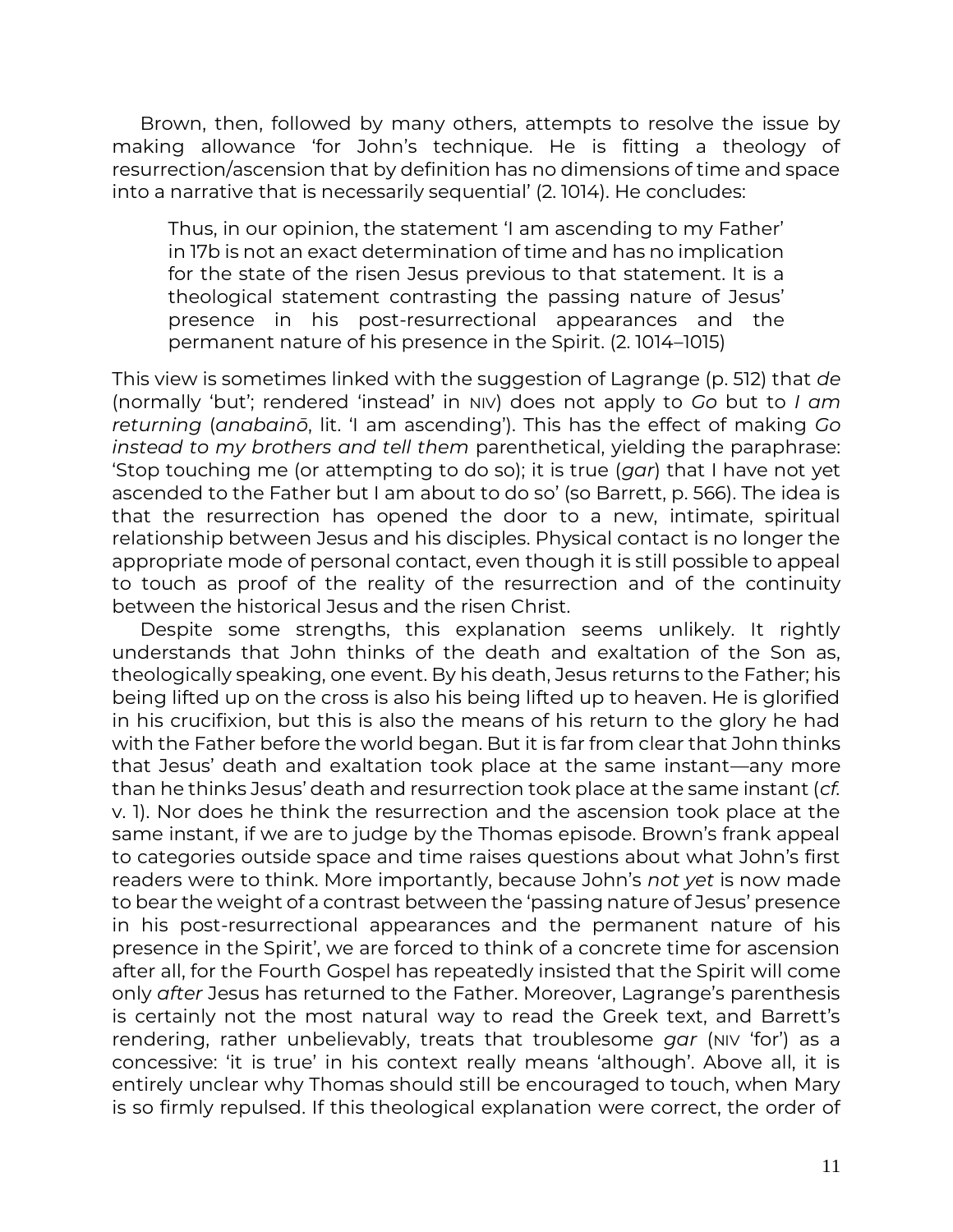Brown, then, followed by many others, attempts to resolve the issue by making allowance 'for John's technique. He is fitting a theology of resurrection/ascension that by definition has no dimensions of time and space into a narrative that is necessarily sequential' (2. 1014). He concludes:

> Thus, in our opinion, the statement 'I am ascending to my Father' in 17b is not an exact determination of time and has no implication for the state of the risen Jesus previous to that statement. It is a theological statement contrasting the passing nature of Jesus' presence in his post-resurrectional appearances and the permanent nature of his presence in the Spirit. (2. 1014–1015)

This view is sometimes linked with the suggestion of Lagrange (p. 512) that *de* (normally 'but'; rendered 'instead' in NIV) does not apply to *Go* but to *I am returning* (*anabainō*, lit. 'I am ascending'). This has the effect of making *Go instead to my brothers and tell them* parenthetical, yielding the paraphrase: 'Stop touching me (or attempting to do so); it is true (*gar*) that I have not yet ascended to the Father but I am about to do so' (so Barrett, p. 566). The idea is that the resurrection has opened the door to a new, intimate, spiritual relationship between Jesus and his disciples. Physical contact is no longer the appropriate mode of personal contact, even though it is still possible to appeal to touch as proof of the reality of the resurrection and of the continuity between the historical Jesus and the risen Christ.

Despite some strengths, this explanation seems unlikely. It rightly understands that John thinks of the death and exaltation of the Son as, theologically speaking, one event. By his death, Jesus returns to the Father; his being lifted up on the cross is also his being lifted up to heaven. He is glorified in his crucifixion, but this is also the means of his return to the glory he had with the Father before the world began. But it is far from clear that John thinks that Jesus' death and exaltation took place at the same instant—any more than he thinks Jesus' death and resurrection took place at the same instant (*cf.* v. 1). Nor does he think the resurrection and the ascension took place at the same instant, if we are to judge by the Thomas episode. Brown's frank appeal to categories outside space and time raises questions about what John's first readers were to think. More importantly, because John's *not yet* is now made to bear the weight of a contrast between the 'passing nature of Jesus' presence in his post-resurrectional appearances and the permanent nature of his presence in the Spirit', we are forced to think of a concrete time for ascension after all, for the Fourth Gospel has repeatedly insisted that the Spirit will come only *after* Jesus has returned to the Father. Moreover, Lagrange's parenthesis is certainly not the most natural way to read the Greek text, and Barrett's rendering, rather unbelievably, treats that troublesome *gar* (NIV 'for') as a concessive: 'it is true' in his context really means 'although'. Above all, it is entirely unclear why Thomas should still be encouraged to touch, when Mary is so firmly repulsed. If this theological explanation were correct, the order of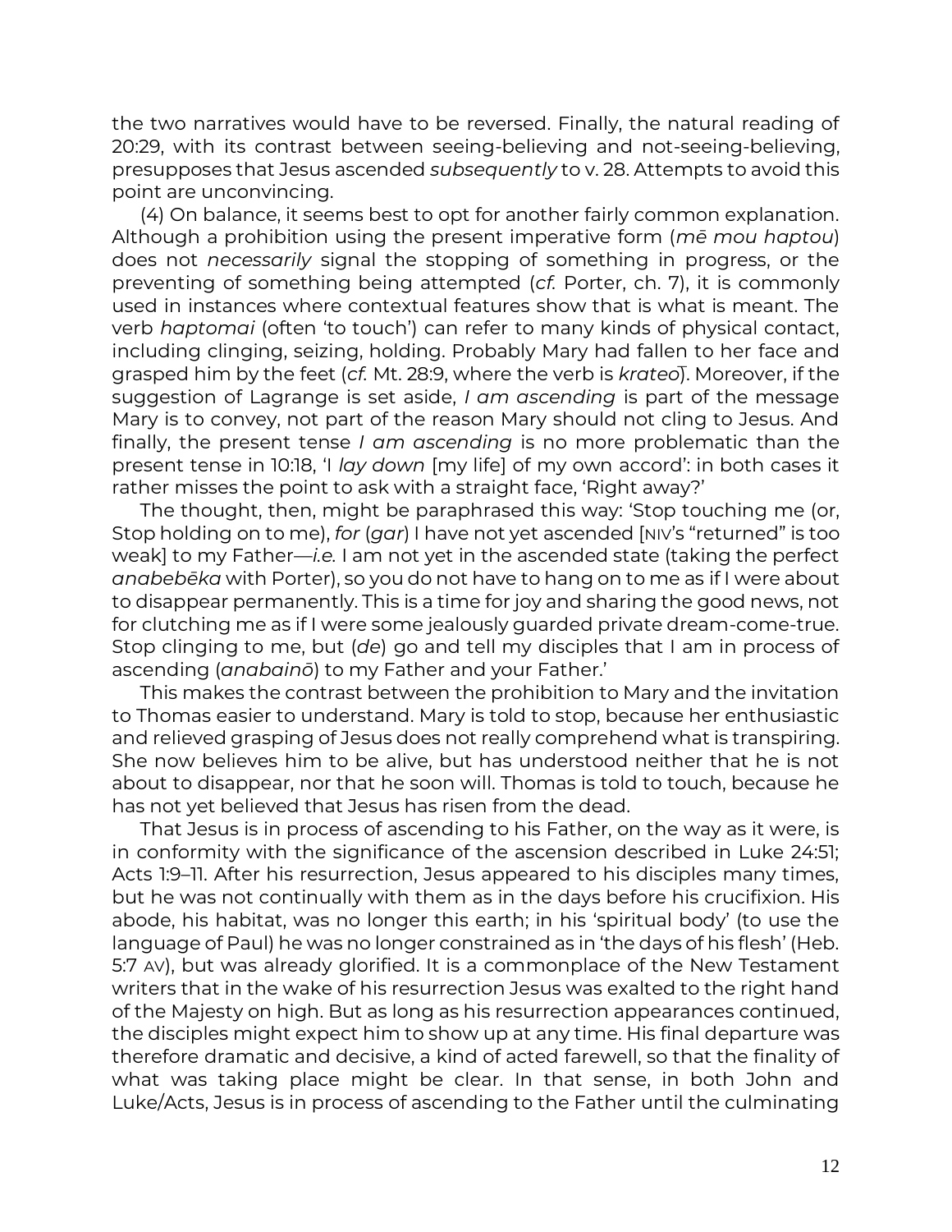the two narratives would have to be reversed. Finally, the natural reading of 20:29, with its contrast between seeing-believing and not-seeing-believing, presupposes that Jesus ascended *subsequently* to v. 28. Attempts to avoid this point are unconvincing.

(4) On balance, it seems best to opt for another fairly common explanation. Although a prohibition using the present imperative form (*mē mou haptou*) does not *necessarily* signal the stopping of something in progress, or the preventing of something being attempted (*cf.* Porter, ch. 7), it is commonly used in instances where contextual features show that is what is meant. The verb *haptomai* (often 'to touch') can refer to many kinds of physical contact, including clinging, seizing, holding. Probably Mary had fallen to her face and grasped him by the feet (*cf.* Mt. 28:9, where the verb is *krateō*). Moreover, if the suggestion of Lagrange is set aside, *I am ascending* is part of the message Mary is to convey, not part of the reason Mary should not cling to Jesus. And finally, the present tense *I am ascending* is no more problematic than the present tense in 10:18, 'I *lay down* [my life] of my own accord': in both cases it rather misses the point to ask with a straight face, 'Right away?'

The thought, then, might be paraphrased this way: 'Stop touching me (or, Stop holding on to me), *for* (*gar*) I have not yet ascended [NIV's "returned" is too weak] to my Father—*i.e.* I am not yet in the ascended state (taking the perfect *anabebēka* with Porter), so you do not have to hang on to me as if I were about to disappear permanently. This is a time for joy and sharing the good news, not for clutching me as if I were some jealously guarded private dream-come-true. Stop clinging to me, but (*de*) go and tell my disciples that I am in process of ascending (*anabainō*) to my Father and your Father.'

This makes the contrast between the prohibition to Mary and the invitation to Thomas easier to understand. Mary is told to stop, because her enthusiastic and relieved grasping of Jesus does not really comprehend what is transpiring. She now believes him to be alive, but has understood neither that he is not about to disappear, nor that he soon will. Thomas is told to touch, because he has not yet believed that Jesus has risen from the dead.

That Jesus is in process of ascending to his Father, on the way as it were, is in conformity with the significance of the ascension described in Luke 24:51; Acts 1:9–11. After his resurrection, Jesus appeared to his disciples many times, but he was not continually with them as in the days before his crucifixion. His abode, his habitat, was no longer this earth; in his 'spiritual body' (to use the language of Paul) he was no longer constrained as in 'the days of his flesh' (Heb. 5:7 AV), but was already glorified. It is a commonplace of the New Testament writers that in the wake of his resurrection Jesus was exalted to the right hand of the Majesty on high. But as long as his resurrection appearances continued, the disciples might expect him to show up at any time. His final departure was therefore dramatic and decisive, a kind of acted farewell, so that the finality of what was taking place might be clear. In that sense, in both John and Luke/Acts, Jesus is in process of ascending to the Father until the culminating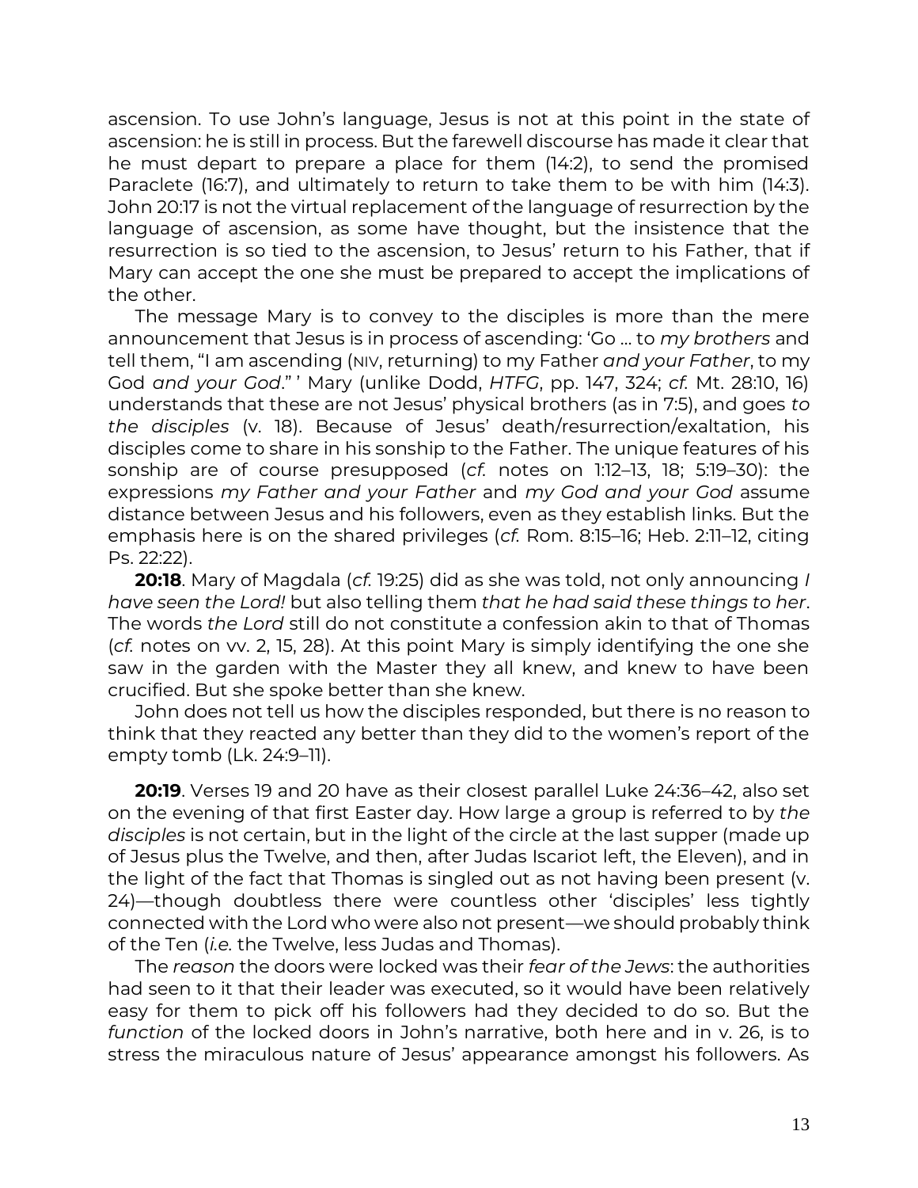ascension. To use John's language, Jesus is not at this point in the state of ascension: he is still in process. But the farewell discourse has made it clear that he must depart to prepare a place for them (14:2), to send the promised Paraclete (16:7), and ultimately to return to take them to be with him (14:3). John 20:17 is not the virtual replacement of the language of resurrection by the language of ascension, as some have thought, but the insistence that the resurrection is so tied to the ascension, to Jesus' return to his Father, that if Mary can accept the one she must be prepared to accept the implications of the other.

The message Mary is to convey to the disciples is more than the mere announcement that Jesus is in process of ascending: 'Go … to *my brothers* and tell them, "I am ascending (NIV, returning) to my Father *and your Father*, to my God *and your God*." ' Mary (unlike Dodd, *HTFG*, pp. 147, 324; *cf.* Mt. 28:10, 16) understands that these are not Jesus' physical brothers (as in 7:5), and goes *to the disciples* (v. 18). Because of Jesus' death/resurrection/exaltation, his disciples come to share in his sonship to the Father. The unique features of his sonship are of course presupposed (*cf.* notes on 1:12–13, 18; 5:19–30): the expressions *my Father and your Father* and *my God and your God* assume distance between Jesus and his followers, even as they establish links. But the emphasis here is on the shared privileges (*cf.* Rom. 8:15–16; Heb. 2:11–12, citing Ps. 22:22).

**20:18**. Mary of Magdala (*cf.* 19:25) did as she was told, not only announcing *I have seen the Lord!* but also telling them *that he had said these things to her*. The words *the Lord* still do not constitute a confession akin to that of Thomas (*cf.* notes on vv. 2, 15, 28). At this point Mary is simply identifying the one she saw in the garden with the Master they all knew, and knew to have been crucified. But she spoke better than she knew.

John does not tell us how the disciples responded, but there is no reason to think that they reacted any better than they did to the women's report of the empty tomb (Lk. 24:9–11).

**20:19**. Verses 19 and 20 have as their closest parallel Luke 24:36–42, also set on the evening of that first Easter day. How large a group is referred to by *the disciples* is not certain, but in the light of the circle at the last supper (made up of Jesus plus the Twelve, and then, after Judas Iscariot left, the Eleven), and in the light of the fact that Thomas is singled out as not having been present (v. 24)—though doubtless there were countless other 'disciples' less tightly connected with the Lord who were also not present—we should probably think of the Ten (*i.e.* the Twelve, less Judas and Thomas).

The *reason* the doors were locked was their *fear of the Jews*: the authorities had seen to it that their leader was executed, so it would have been relatively easy for them to pick off his followers had they decided to do so. But the *function* of the locked doors in John's narrative, both here and in v. 26, is to stress the miraculous nature of Jesus' appearance amongst his followers. As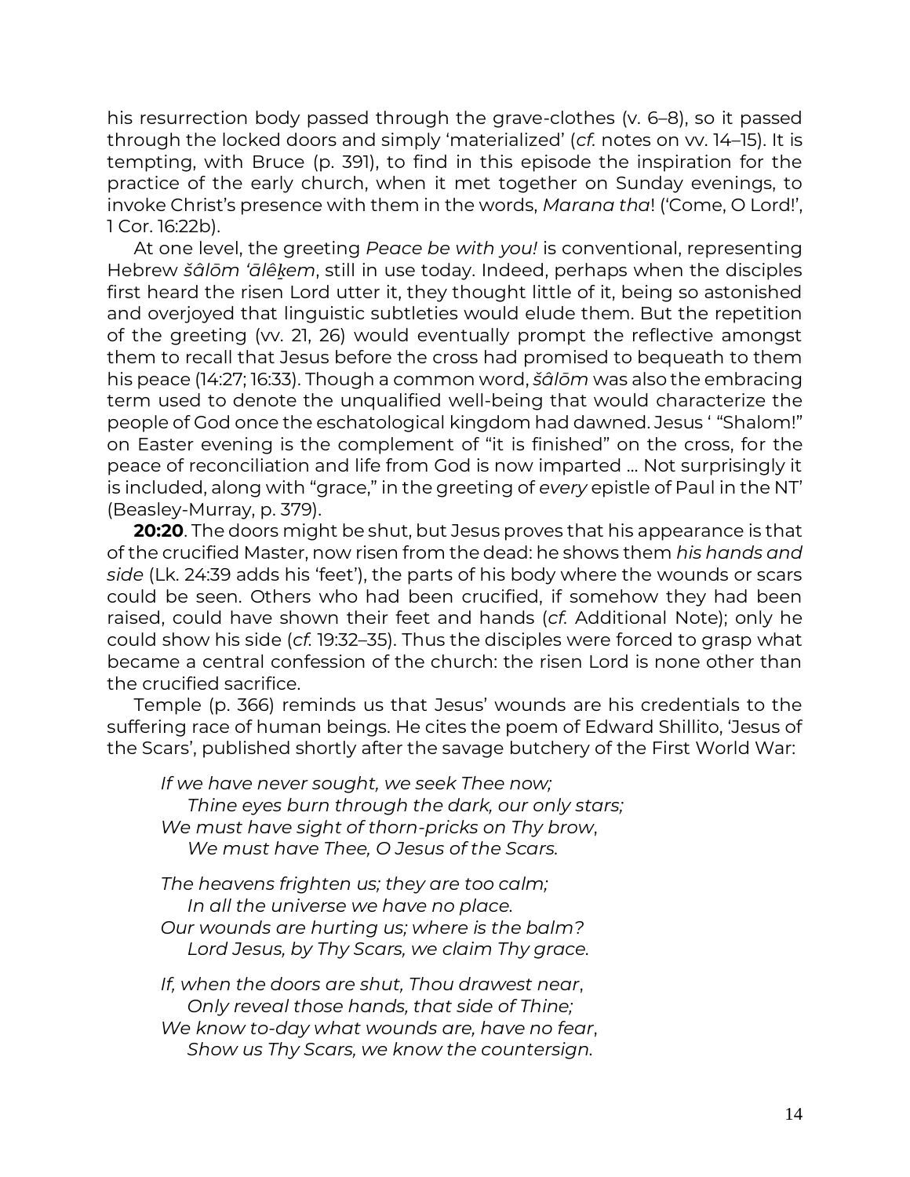his resurrection body passed through the grave-clothes (v. 6–8), so it passed through the locked doors and simply 'materialized' (*cf.* notes on vv. 14–15). It is tempting, with Bruce (p. 391), to find in this episode the inspiration for the practice of the early church, when it met together on Sunday evenings, to invoke Christ's presence with them in the words, *Marana tha*! ('Come, O Lord!', 1 Cor. 16:22b).

At one level, the greeting *Peace be with you!* is conventional, representing Hebrew *šâlōm ʿālêḵem*, still in use today. Indeed, perhaps when the disciples first heard the risen Lord utter it, they thought little of it, being so astonished and overjoyed that linguistic subtleties would elude them. But the repetition of the greeting (vv. 21, 26) would eventually prompt the reflective amongst them to recall that Jesus before the cross had promised to bequeath to them his peace (14:27; 16:33). Though a common word, *šâlōm* was also the embracing term used to denote the unqualified well-being that would characterize the people of God once the eschatological kingdom had dawned. Jesus ' "Shalom!" on Easter evening is the complement of "it is finished" on the cross, for the peace of reconciliation and life from God is now imparted … Not surprisingly it is included, along with "grace," in the greeting of *every* epistle of Paul in the NT' (Beasley-Murray, p. 379).

**20:20**. The doors might be shut, but Jesus proves that his appearance is that of the crucified Master, now risen from the dead: he shows them *his hands and side* (Lk. 24:39 adds his 'feet'), the parts of his body where the wounds or scars could be seen. Others who had been crucified, if somehow they had been raised, could have shown their feet and hands (*cf.* Additional Note); only he could show his side (*cf.* 19:32–35). Thus the disciples were forced to grasp what became a central confession of the church: the risen Lord is none other than the crucified sacrifice.

Temple (p. 366) reminds us that Jesus' wounds are his credentials to the suffering race of human beings. He cites the poem of Edward Shillito, 'Jesus of the Scars', published shortly after the savage butchery of the First World War:

*If we have never sought, we seek Thee now;*
*Thine eyes burn through the dark, our only stars;*
*We must have sight of thorn-pricks on Thy brow*,
*We must have Thee, O Jesus of the Scars.*

*The heavens frighten us; they are too calm;*
*In all the universe we have no place.*
*Our wounds are hurting us; where is the balm?*
*Lord Jesus, by Thy Scars, we claim Thy grace.*

*If, when the doors are shut, Thou drawest near*,
*Only reveal those hands, that side of Thine;*
*We know to-day what wounds are, have no fear*,
*Show us Thy Scars, we know the countersign.*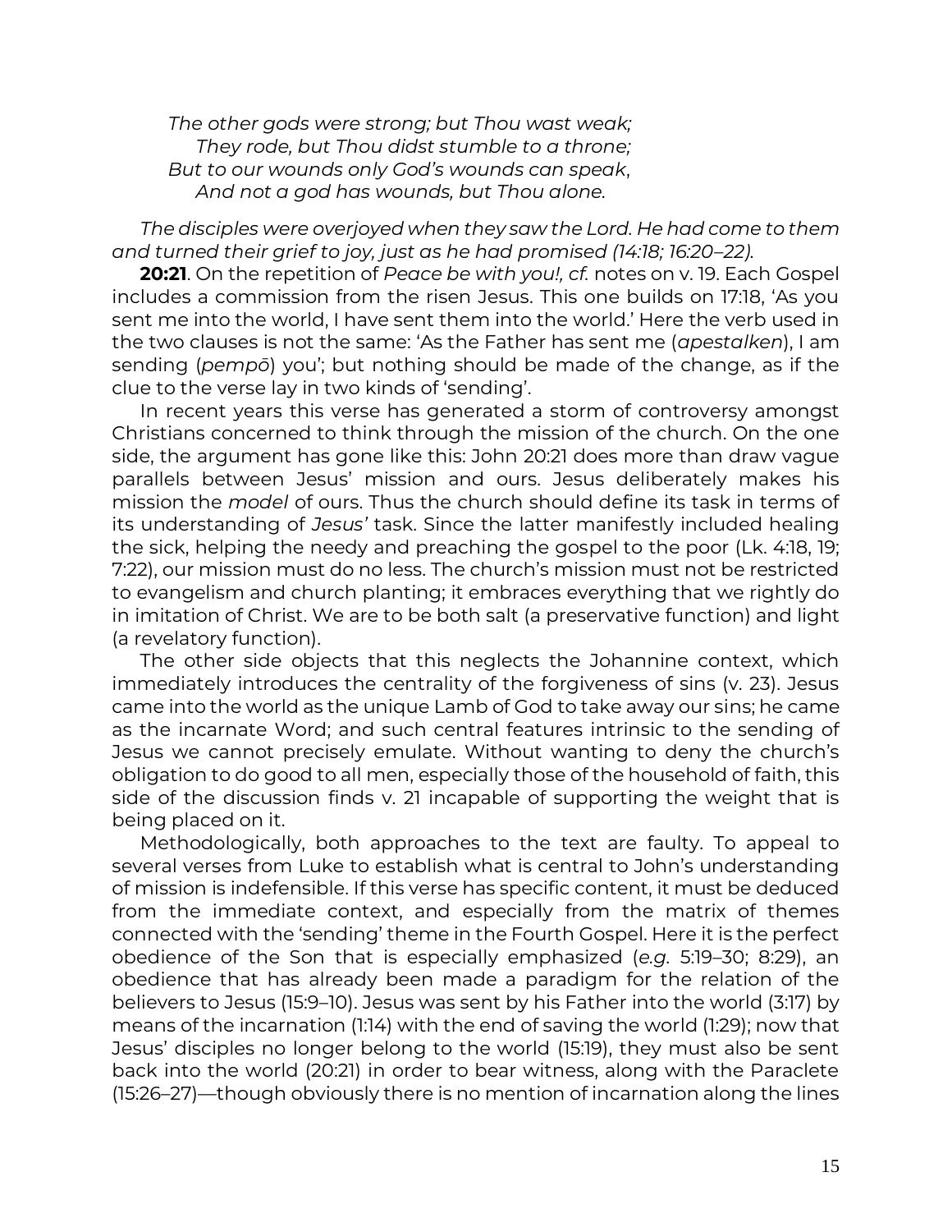*The other gods were strong; but Thou wast weak;*
*They rode, but Thou didst stumble to a throne;*
*But to our wounds only God's wounds can speak*,
*And not a god has wounds, but Thou alone.*

*The disciples were overjoyed when they saw the Lord*. *He had come to them and turned their grief to joy, just as he had promised (14:18; 16:20–22).*

**20:21**. On the repetition of *Peace be with you!, cf.* notes on v. 19. Each Gospel includes a commission from the risen Jesus. This one builds on 17:18, 'As you sent me into the world, I have sent them into the world.' Here the verb used in the two clauses is not the same: 'As the Father has sent me (*apestalken*), I am sending (*pempō*) you'; but nothing should be made of the change, as if the clue to the verse lay in two kinds of 'sending'.

In recent years this verse has generated a storm of controversy amongst Christians concerned to think through the mission of the church. On the one side, the argument has gone like this: John 20:21 does more than draw vague parallels between Jesus' mission and ours. Jesus deliberately makes his mission the *model* of ours. Thus the church should define its task in terms of its understanding of *Jesus'* task. Since the latter manifestly included healing the sick, helping the needy and preaching the gospel to the poor (Lk. 4:18, 19; 7:22), our mission must do no less. The church's mission must not be restricted to evangelism and church planting; it embraces everything that we rightly do in imitation of Christ. We are to be both salt (a preservative function) and light (a revelatory function).

The other side objects that this neglects the Johannine context, which immediately introduces the centrality of the forgiveness of sins (v. 23). Jesus came into the world as the unique Lamb of God to take away our sins; he came as the incarnate Word; and such central features intrinsic to the sending of Jesus we cannot precisely emulate. Without wanting to deny the church's obligation to do good to all men, especially those of the household of faith, this side of the discussion finds v. 21 incapable of supporting the weight that is being placed on it.

Methodologically, both approaches to the text are faulty. To appeal to several verses from Luke to establish what is central to John's understanding of mission is indefensible. If this verse has specific content, it must be deduced from the immediate context, and especially from the matrix of themes connected with the 'sending' theme in the Fourth Gospel. Here it is the perfect obedience of the Son that is especially emphasized (*e.g.* 5:19–30; 8:29), an obedience that has already been made a paradigm for the relation of the believers to Jesus (15:9–10). Jesus was sent by his Father into the world (3:17) by means of the incarnation (1:14) with the end of saving the world (1:29); now that Jesus' disciples no longer belong to the world (15:19), they must also be sent back into the world (20:21) in order to bear witness, along with the Paraclete (15:26–27)—though obviously there is no mention of incarnation along the lines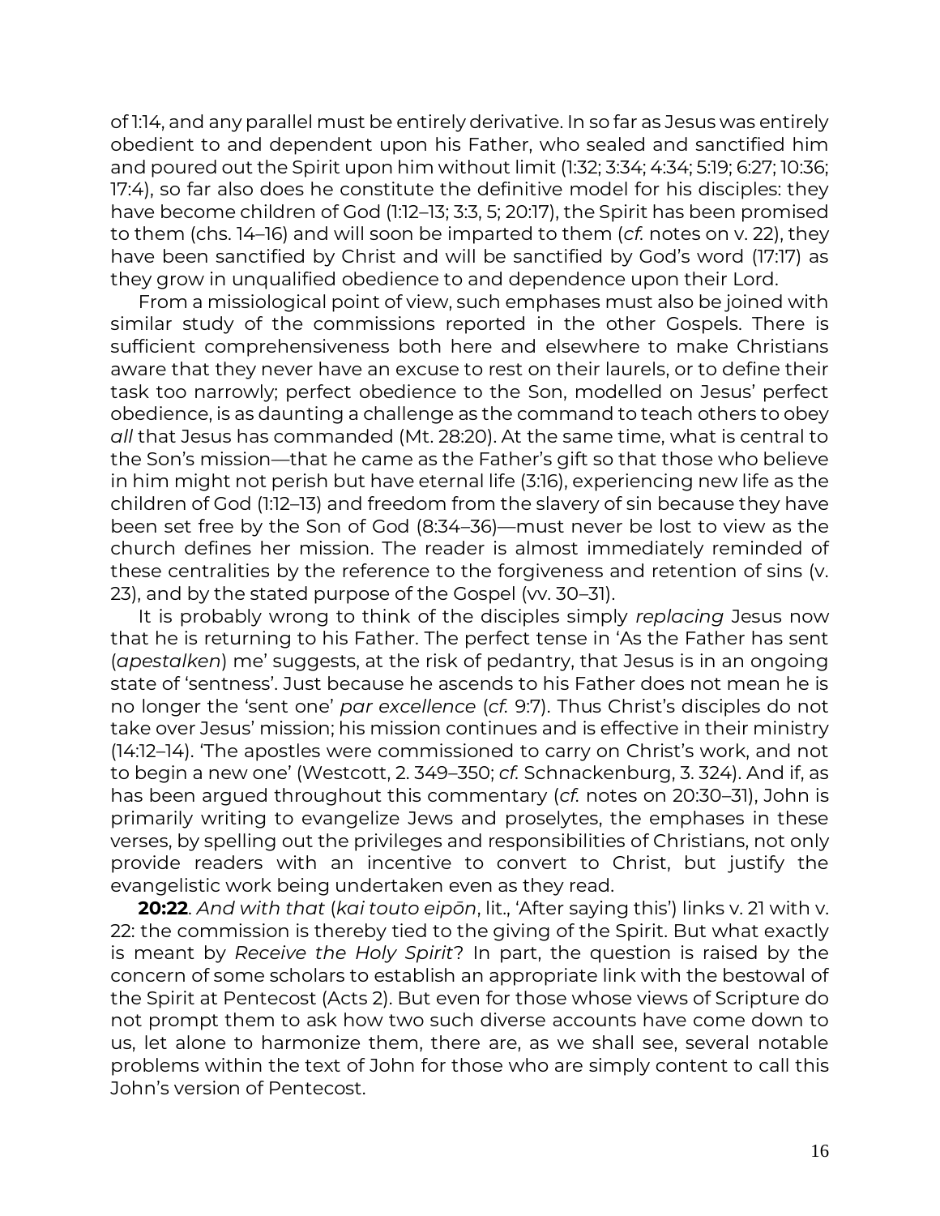of 1:14, and any parallel must be entirely derivative. In so far as Jesus was entirely obedient to and dependent upon his Father, who sealed and sanctified him and poured out the Spirit upon him without limit (1:32; 3:34; 4:34; 5:19; 6:27; 10:36; 17:4), so far also does he constitute the definitive model for his disciples: they have become children of God (1:12–13; 3:3, 5; 20:17), the Spirit has been promised to them (chs. 14–16) and will soon be imparted to them (*cf.* notes on v. 22), they have been sanctified by Christ and will be sanctified by God's word (17:17) as they grow in unqualified obedience to and dependence upon their Lord.

From a missiological point of view, such emphases must also be joined with similar study of the commissions reported in the other Gospels. There is sufficient comprehensiveness both here and elsewhere to make Christians aware that they never have an excuse to rest on their laurels, or to define their task too narrowly; perfect obedience to the Son, modelled on Jesus' perfect obedience, is as daunting a challenge as the command to teach others to obey *all* that Jesus has commanded (Mt. 28:20). At the same time, what is central to the Son's mission—that he came as the Father's gift so that those who believe in him might not perish but have eternal life (3:16), experiencing new life as the children of God (1:12–13) and freedom from the slavery of sin because they have been set free by the Son of God (8:34–36)—must never be lost to view as the church defines her mission. The reader is almost immediately reminded of these centralities by the reference to the forgiveness and retention of sins (v. 23), and by the stated purpose of the Gospel (vv. 30–31).

It is probably wrong to think of the disciples simply *replacing* Jesus now that he is returning to his Father. The perfect tense in 'As the Father has sent (*apestalken*) me' suggests, at the risk of pedantry, that Jesus is in an ongoing state of 'sentness'. Just because he ascends to his Father does not mean he is no longer the 'sent one' *par excellence* (*cf.* 9:7). Thus Christ's disciples do not take over Jesus' mission; his mission continues and is effective in their ministry (14:12–14). 'The apostles were commissioned to carry on Christ's work, and not to begin a new one' (Westcott, 2. 349–350; *cf.* Schnackenburg, 3. 324). And if, as has been argued throughout this commentary (*cf.* notes on 20:30–31), John is primarily writing to evangelize Jews and proselytes, the emphases in these verses, by spelling out the privileges and responsibilities of Christians, not only provide readers with an incentive to convert to Christ, but justify the evangelistic work being undertaken even as they read.

**20:22**. *And with that* (*kai touto eipōn*, lit., 'After saying this') links v. 21 with v. 22: the commission is thereby tied to the giving of the Spirit. But what exactly is meant by *Receive the Holy Spirit*? In part, the question is raised by the concern of some scholars to establish an appropriate link with the bestowal of the Spirit at Pentecost (Acts 2). But even for those whose views of Scripture do not prompt them to ask how two such diverse accounts have come down to us, let alone to harmonize them, there are, as we shall see, several notable problems within the text of John for those who are simply content to call this John's version of Pentecost.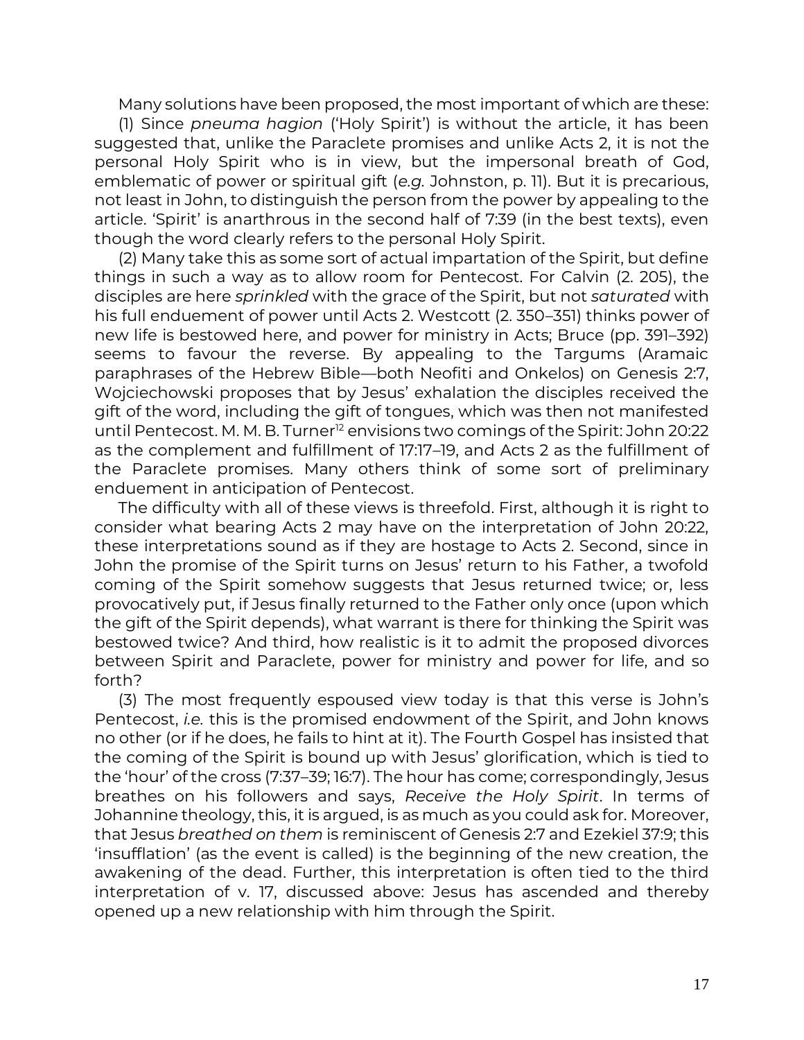Many solutions have been proposed, the most important of which are these:

(1) Since *pneuma hagion* ('Holy Spirit') is without the article, it has been suggested that, unlike the Paraclete promises and unlike Acts 2, it is not the personal Holy Spirit who is in view, but the impersonal breath of God, emblematic of power or spiritual gift (*e.g.* Johnston, p. 11). But it is precarious, not least in John, to distinguish the person from the power by appealing to the article. 'Spirit' is anarthrous in the second half of 7:39 (in the best texts), even though the word clearly refers to the personal Holy Spirit.

(2) Many take this as some sort of actual impartation of the Spirit, but define things in such a way as to allow room for Pentecost. For Calvin (2. 205), the disciples are here *sprinkled* with the grace of the Spirit, but not *saturated* with his full enduement of power until Acts 2. Westcott (2. 350–351) thinks power of new life is bestowed here, and power for ministry in Acts; Bruce (pp. 391–392) seems to favour the reverse. By appealing to the Targums (Aramaic paraphrases of the Hebrew Bible—both Neofiti and Onkelos) on Genesis 2:7, Wojciechowski proposes that by Jesus' exhalation the disciples received the gift of the word, including the gift of tongues, which was then not manifested until Pentecost. M. M. B. Turner[12] envisions two comings of the Spirit: John 20:22 as the complement and fulfillment of 17:17–19, and Acts 2 as the fulfillment of the Paraclete promises. Many others think of some sort of preliminary enduement in anticipation of Pentecost.

The difficulty with all of these views is threefold. First, although it is right to consider what bearing Acts 2 may have on the interpretation of John 20:22, these interpretations sound as if they are hostage to Acts 2. Second, since in John the promise of the Spirit turns on Jesus' return to his Father, a twofold coming of the Spirit somehow suggests that Jesus returned twice; or, less provocatively put, if Jesus finally returned to the Father only once (upon which the gift of the Spirit depends), what warrant is there for thinking the Spirit was bestowed twice? And third, how realistic is it to admit the proposed divorces between Spirit and Paraclete, power for ministry and power for life, and so forth?

(3) The most frequently espoused view today is that this verse is John's Pentecost, *i.e.* this is the promised endowment of the Spirit, and John knows no other (or if he does, he fails to hint at it). The Fourth Gospel has insisted that the coming of the Spirit is bound up with Jesus' glorification, which is tied to the 'hour' of the cross (7:37–39; 16:7). The hour has come; correspondingly, Jesus breathes on his followers and says, *Receive the Holy Spirit*. In terms of Johannine theology, this, it is argued, is as much as you could ask for. Moreover, that Jesus *breathed on them* is reminiscent of Genesis 2:7 and Ezekiel 37:9; this 'insufflation' (as the event is called) is the beginning of the new creation, the awakening of the dead. Further, this interpretation is often tied to the third interpretation of v. 17, discussed above: Jesus has ascended and thereby opened up a new relationship with him through the Spirit.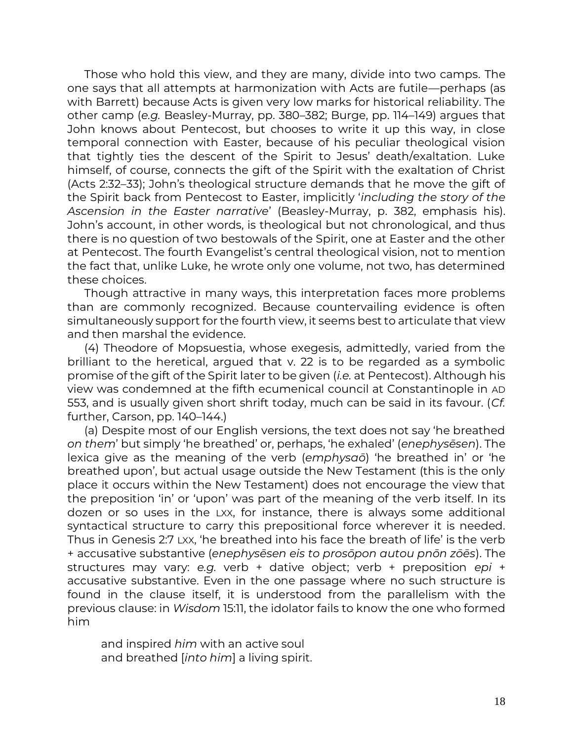Those who hold this view, and they are many, divide into two camps. The one says that all attempts at harmonization with Acts are futile—perhaps (as with Barrett) because Acts is given very low marks for historical reliability. The other camp (*e.g.* Beasley-Murray, pp. 380–382; Burge, pp. 114–149) argues that John knows about Pentecost, but chooses to write it up this way, in close temporal connection with Easter, because of his peculiar theological vision that tightly ties the descent of the Spirit to Jesus' death/exaltation. Luke himself, of course, connects the gift of the Spirit with the exaltation of Christ (Acts 2:32–33); John's theological structure demands that he move the gift of the Spirit back from Pentecost to Easter, implicitly '*including the story of the Ascension in the Easter narrative*' (Beasley-Murray, p. 382, emphasis his). John's account, in other words, is theological but not chronological, and thus there is no question of two bestowals of the Spirit, one at Easter and the other at Pentecost. The fourth Evangelist's central theological vision, not to mention the fact that, unlike Luke, he wrote only one volume, not two, has determined these choices.

Though attractive in many ways, this interpretation faces more problems than are commonly recognized. Because countervailing evidence is often simultaneously support for the fourth view, it seems best to articulate that view and then marshal the evidence.

(4) Theodore of Mopsuestia, whose exegesis, admittedly, varied from the brilliant to the heretical, argued that v. 22 is to be regarded as a symbolic promise of the gift of the Spirit later to be given (*i.e.* at Pentecost). Although his view was condemned at the fifth ecumenical council at Constantinople in AD 553, and is usually given short shrift today, much can be said in its favour. (*Cf.* further, Carson, pp. 140–144.)

(a) Despite most of our English versions, the text does not say 'he breathed *on them*' but simply 'he breathed' or, perhaps, 'he exhaled' (*enephysēsen*). The lexica give as the meaning of the verb (*emphysaō*) 'he breathed in' or 'he breathed upon', but actual usage outside the New Testament (this is the only place it occurs within the New Testament) does not encourage the view that the preposition 'in' or 'upon' was part of the meaning of the verb itself. In its dozen or so uses in the LXX, for instance, there is always some additional syntactical structure to carry this prepositional force wherever it is needed. Thus in Genesis 2:7 LXX, 'he breathed into his face the breath of life' is the verb + accusative substantive (*enephysēsen eis to prosōpon autou pnōn zōēs*). The structures may vary: *e.g.* verb + dative object; verb + preposition *epi* + accusative substantive. Even in the one passage where no such structure is found in the clause itself, it is understood from the parallelism with the previous clause: in *Wisdom* 15:11, the idolator fails to know the one who formed him

> and inspired *him* with an active soul
> and breathed [*into him*] a living spirit.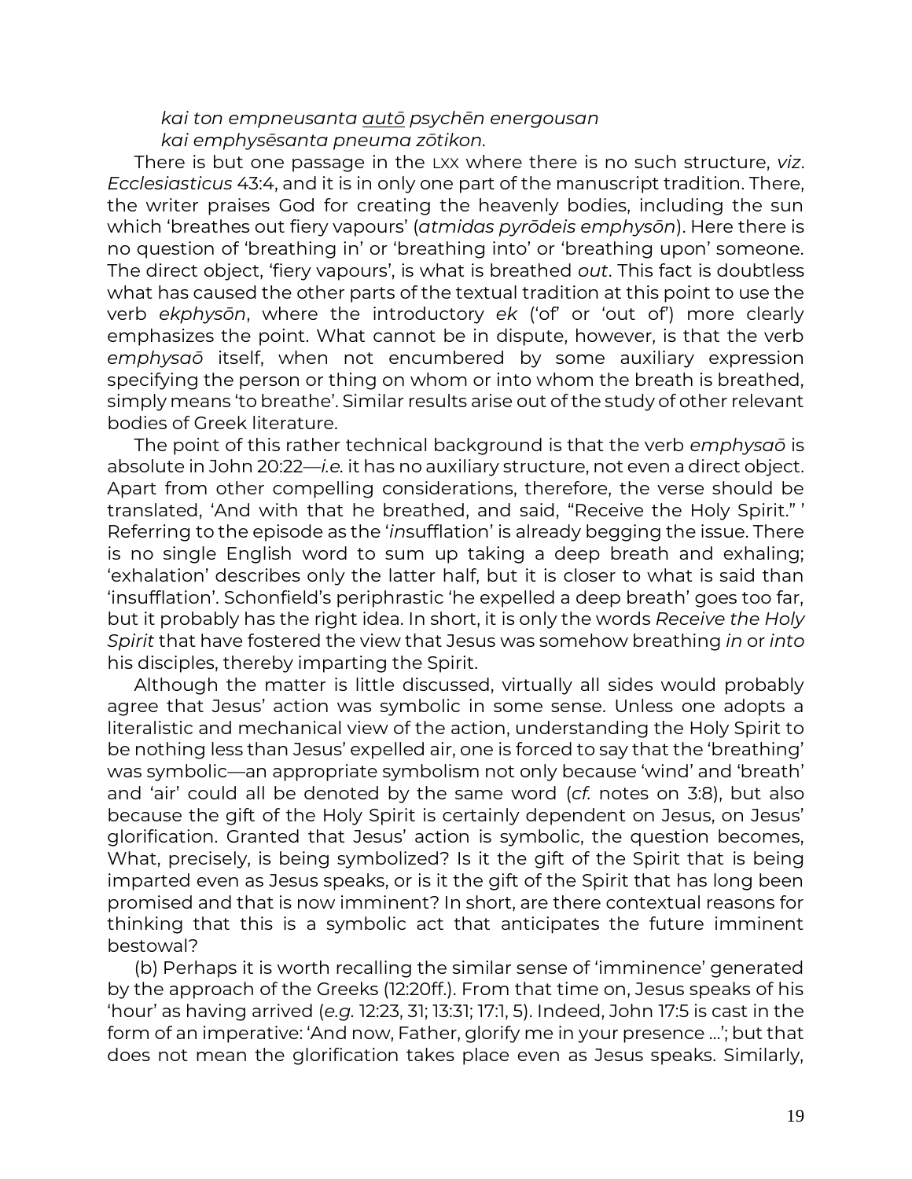*kai ton empneusanta <u>autō</u> psychēn energousan*
*kai emphysēsanta pneuma zōtikon*.

There is but one passage in the LXX where there is no such structure, *viz*. *Ecclesiasticus* 43:4, and it is in only one part of the manuscript tradition. There, the writer praises God for creating the heavenly bodies, including the sun which 'breathes out fiery vapours' (*atmidas pyrōdeis emphysōn*). Here there is no question of 'breathing in' or 'breathing into' or 'breathing upon' someone. The direct object, 'fiery vapours', is what is breathed *out*. This fact is doubtless what has caused the other parts of the textual tradition at this point to use the verb *ekphysōn*, where the introductory *ek* ('of' or 'out of') more clearly emphasizes the point. What cannot be in dispute, however, is that the verb *emphysaō* itself, when not encumbered by some auxiliary expression specifying the person or thing on whom or into whom the breath is breathed, simply means 'to breathe'. Similar results arise out of the study of other relevant bodies of Greek literature.

The point of this rather technical background is that the verb *emphysaō* is absolute in John 20:22—*i.e.* it has no auxiliary structure, not even a direct object. Apart from other compelling considerations, therefore, the verse should be translated, 'And with that he breathed, and said, "Receive the Holy Spirit." ' Referring to the episode as the '*in*sufflation' is already begging the issue. There is no single English word to sum up taking a deep breath and exhaling; 'exhalation' describes only the latter half, but it is closer to what is said than 'insufflation'. Schonfield's periphrastic 'he expelled a deep breath' goes too far, but it probably has the right idea. In short, it is only the words *Receive the Holy Spirit* that have fostered the view that Jesus was somehow breathing *in* or *into* his disciples, thereby imparting the Spirit.

Although the matter is little discussed, virtually all sides would probably agree that Jesus' action was symbolic in some sense. Unless one adopts a literalistic and mechanical view of the action, understanding the Holy Spirit to be nothing less than Jesus' expelled air, one is forced to say that the 'breathing' was symbolic—an appropriate symbolism not only because 'wind' and 'breath' and 'air' could all be denoted by the same word (*cf.* notes on 3:8), but also because the gift of the Holy Spirit is certainly dependent on Jesus, on Jesus' glorification. Granted that Jesus' action is symbolic, the question becomes, What, precisely, is being symbolized? Is it the gift of the Spirit that is being imparted even as Jesus speaks, or is it the gift of the Spirit that has long been promised and that is now imminent? In short, are there contextual reasons for thinking that this is a symbolic act that anticipates the future imminent bestowal?

(b) Perhaps it is worth recalling the similar sense of 'imminence' generated by the approach of the Greeks (12:20ff.). From that time on, Jesus speaks of his 'hour' as having arrived (*e.g.* 12:23, 31; 13:31; 17:1, 5). Indeed, John 17:5 is cast in the form of an imperative: 'And now, Father, glorify me in your presence …'; but that does not mean the glorification takes place even as Jesus speaks. Similarly,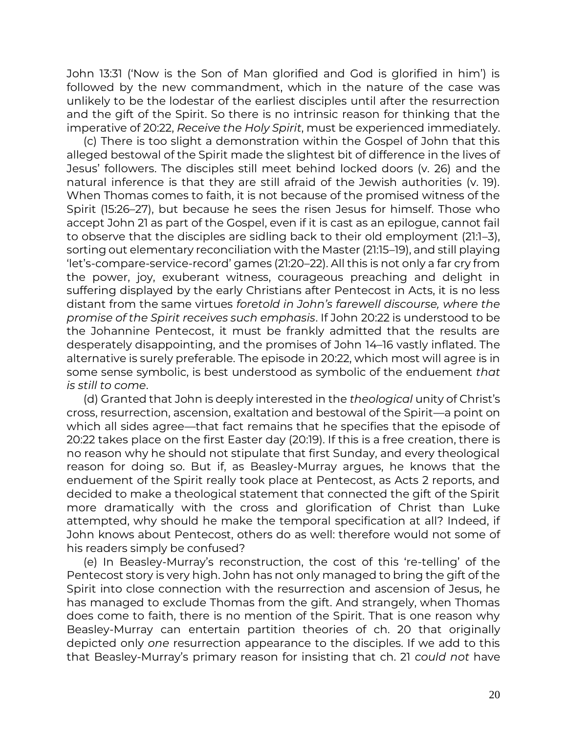John 13:31 ('Now is the Son of Man glorified and God is glorified in him') is followed by the new commandment, which in the nature of the case was unlikely to be the lodestar of the earliest disciples until after the resurrection and the gift of the Spirit. So there is no intrinsic reason for thinking that the imperative of 20:22, *Receive the Holy Spirit*, must be experienced immediately.

(c) There is too slight a demonstration within the Gospel of John that this alleged bestowal of the Spirit made the slightest bit of difference in the lives of Jesus' followers. The disciples still meet behind locked doors (v. 26) and the natural inference is that they are still afraid of the Jewish authorities (v. 19). When Thomas comes to faith, it is not because of the promised witness of the Spirit (15:26–27), but because he sees the risen Jesus for himself. Those who accept John 21 as part of the Gospel, even if it is cast as an epilogue, cannot fail to observe that the disciples are sidling back to their old employment (21:1–3), sorting out elementary reconciliation with the Master (21:15–19), and still playing 'let's-compare-service-record' games (21:20–22). All this is not only a far cry from the power, joy, exuberant witness, courageous preaching and delight in suffering displayed by the early Christians after Pentecost in Acts, it is no less distant from the same virtues *foretold in John's farewell discourse, where the promise of the Spirit receives such emphasis*. If John 20:22 is understood to be the Johannine Pentecost, it must be frankly admitted that the results are desperately disappointing, and the promises of John 14–16 vastly inflated. The alternative is surely preferable. The episode in 20:22, which most will agree is in some sense symbolic, is best understood as symbolic of the enduement *that is still to come*.

(d) Granted that John is deeply interested in the *theological* unity of Christ's cross, resurrection, ascension, exaltation and bestowal of the Spirit—a point on which all sides agree—that fact remains that he specifies that the episode of 20:22 takes place on the first Easter day (20:19). If this is a free creation, there is no reason why he should not stipulate that first Sunday, and every theological reason for doing so. But if, as Beasley-Murray argues, he knows that the enduement of the Spirit really took place at Pentecost, as Acts 2 reports, and decided to make a theological statement that connected the gift of the Spirit more dramatically with the cross and glorification of Christ than Luke attempted, why should he make the temporal specification at all? Indeed, if John knows about Pentecost, others do as well: therefore would not some of his readers simply be confused?

(e) In Beasley-Murray's reconstruction, the cost of this 're-telling' of the Pentecost story is very high. John has not only managed to bring the gift of the Spirit into close connection with the resurrection and ascension of Jesus, he has managed to exclude Thomas from the gift. And strangely, when Thomas does come to faith, there is no mention of the Spirit. That is one reason why Beasley-Murray can entertain partition theories of ch. 20 that originally depicted only *one* resurrection appearance to the disciples. If we add to this that Beasley-Murray's primary reason for insisting that ch. 21 *could not* have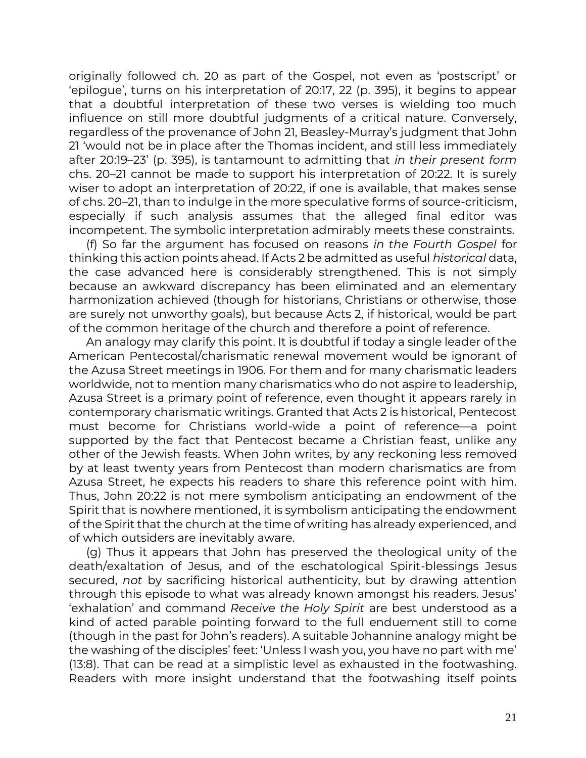originally followed ch. 20 as part of the Gospel, not even as 'postscript' or 'epilogue', turns on his interpretation of 20:17, 22 (p. 395), it begins to appear that a doubtful interpretation of these two verses is wielding too much influence on still more doubtful judgments of a critical nature. Conversely, regardless of the provenance of John 21, Beasley-Murray's judgment that John 21 'would not be in place after the Thomas incident, and still less immediately after 20:19–23' (p. 395), is tantamount to admitting that *in their present form* chs. 20–21 cannot be made to support his interpretation of 20:22. It is surely wiser to adopt an interpretation of 20:22, if one is available, that makes sense of chs. 20–21, than to indulge in the more speculative forms of source-criticism, especially if such analysis assumes that the alleged final editor was incompetent. The symbolic interpretation admirably meets these constraints.

(f) So far the argument has focused on reasons *in the Fourth Gospel* for thinking this action points ahead. If Acts 2 be admitted as useful *historical* data, the case advanced here is considerably strengthened. This is not simply because an awkward discrepancy has been eliminated and an elementary harmonization achieved (though for historians, Christians or otherwise, those are surely not unworthy goals), but because Acts 2, if historical, would be part of the common heritage of the church and therefore a point of reference.

An analogy may clarify this point. It is doubtful if today a single leader of the American Pentecostal/charismatic renewal movement would be ignorant of the Azusa Street meetings in 1906. For them and for many charismatic leaders worldwide, not to mention many charismatics who do not aspire to leadership, Azusa Street is a primary point of reference, even thought it appears rarely in contemporary charismatic writings. Granted that Acts 2 is historical, Pentecost must become for Christians world-wide a point of reference—a point supported by the fact that Pentecost became a Christian feast, unlike any other of the Jewish feasts. When John writes, by any reckoning less removed by at least twenty years from Pentecost than modern charismatics are from Azusa Street, he expects his readers to share this reference point with him. Thus, John 20:22 is not mere symbolism anticipating an endowment of the Spirit that is nowhere mentioned, it is symbolism anticipating the endowment of the Spirit that the church at the time of writing has already experienced, and of which outsiders are inevitably aware.

(g) Thus it appears that John has preserved the theological unity of the death/exaltation of Jesus, and of the eschatological Spirit-blessings Jesus secured, *not* by sacrificing historical authenticity, but by drawing attention through this episode to what was already known amongst his readers. Jesus' 'exhalation' and command *Receive the Holy Spirit* are best understood as a kind of acted parable pointing forward to the full enduement still to come (though in the past for John's readers). A suitable Johannine analogy might be the washing of the disciples' feet: 'Unless I wash you, you have no part with me' (13:8). That can be read at a simplistic level as exhausted in the footwashing. Readers with more insight understand that the footwashing itself points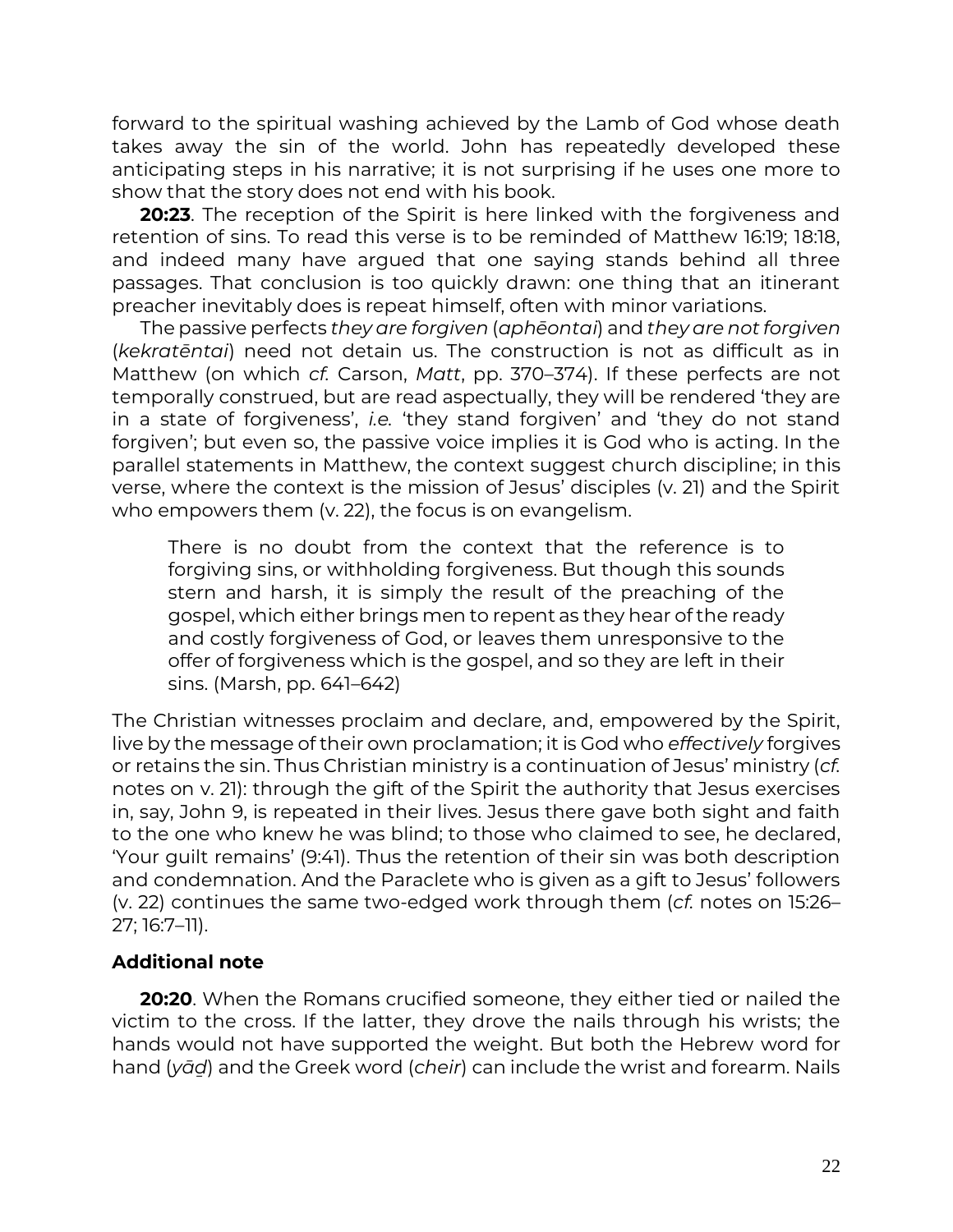forward to the spiritual washing achieved by the Lamb of God whose death takes away the sin of the world. John has repeatedly developed these anticipating steps in his narrative; it is not surprising if he uses one more to show that the story does not end with his book.

**20:23**. The reception of the Spirit is here linked with the forgiveness and retention of sins. To read this verse is to be reminded of Matthew 16:19; 18:18, and indeed many have argued that one saying stands behind all three passages. That conclusion is too quickly drawn: one thing that an itinerant preacher inevitably does is repeat himself, often with minor variations.

The passive perfects *they are forgiven* (*aphēontai*) and *they are not forgiven* (*kekratēntai*) need not detain us. The construction is not as difficult as in Matthew (on which *cf.* Carson, *Matt*, pp. 370–374). If these perfects are not temporally construed, but are read aspectually, they will be rendered 'they are in a state of forgiveness', *i.e.* 'they stand forgiven' and 'they do not stand forgiven'; but even so, the passive voice implies it is God who is acting. In the parallel statements in Matthew, the context suggest church discipline; in this verse, where the context is the mission of Jesus' disciples (v. 21) and the Spirit who empowers them (v. 22), the focus is on evangelism.

> There is no doubt from the context that the reference is to forgiving sins, or withholding forgiveness. But though this sounds stern and harsh, it is simply the result of the preaching of the gospel, which either brings men to repent as they hear of the ready and costly forgiveness of God, or leaves them unresponsive to the offer of forgiveness which is the gospel, and so they are left in their sins. (Marsh, pp. 641–642)

The Christian witnesses proclaim and declare, and, empowered by the Spirit, live by the message of their own proclamation; it is God who *effectively* forgives or retains the sin. Thus Christian ministry is a continuation of Jesus' ministry (*cf.* notes on v. 21): through the gift of the Spirit the authority that Jesus exercises in, say, John 9, is repeated in their lives. Jesus there gave both sight and faith to the one who knew he was blind; to those who claimed to see, he declared, 'Your guilt remains' (9:41). Thus the retention of their sin was both description and condemnation. And the Paraclete who is given as a gift to Jesus' followers (v. 22) continues the same two-edged work through them (*cf.* notes on 15:26–27; 16:7–11).

### Additional note

**20:20**. When the Romans crucified someone, they either tied or nailed the victim to the cross. If the latter, they drove the nails through his wrists; the hands would not have supported the weight. But both the Hebrew word for hand (*yāḏ*) and the Greek word (*cheir*) can include the wrist and forearm. Nails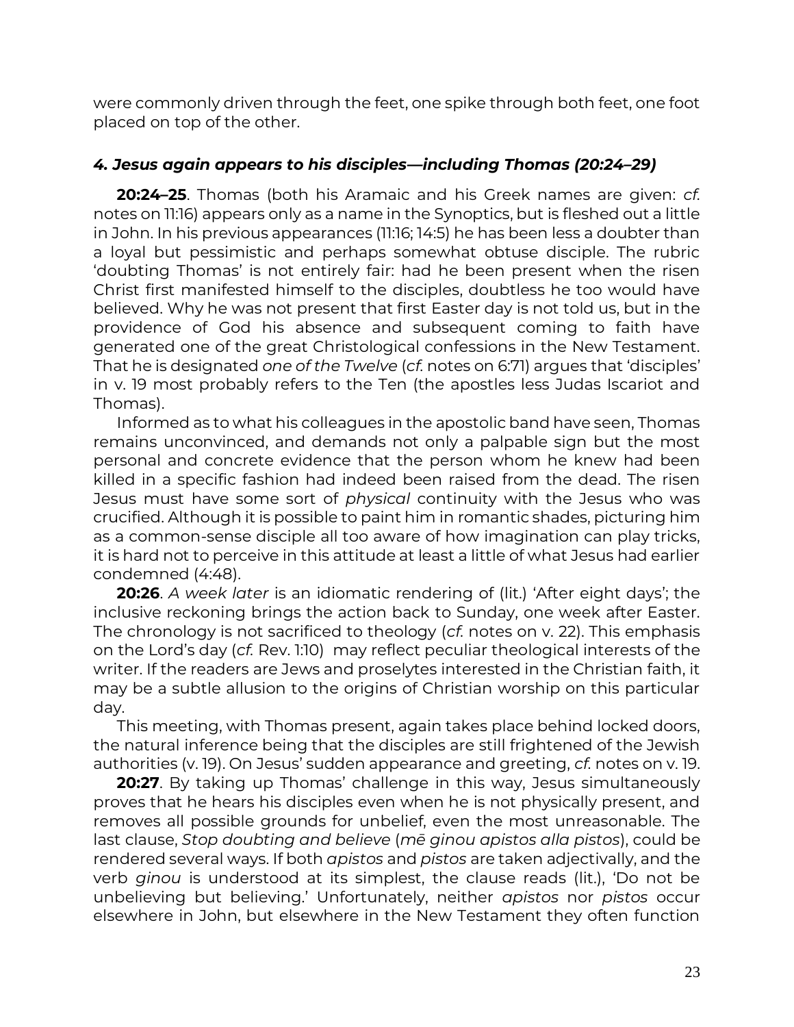were commonly driven through the feet, one spike through both feet, one foot placed on top of the other.

### *4. Jesus again appears to his disciples—including Thomas (20:24–29)*

**20:24–25**. Thomas (both his Aramaic and his Greek names are given: *cf.* notes on 11:16) appears only as a name in the Synoptics, but is fleshed out a little in John. In his previous appearances (11:16; 14:5) he has been less a doubter than a loyal but pessimistic and perhaps somewhat obtuse disciple. The rubric 'doubting Thomas' is not entirely fair: had he been present when the risen Christ first manifested himself to the disciples, doubtless he too would have believed. Why he was not present that first Easter day is not told us, but in the providence of God his absence and subsequent coming to faith have generated one of the great Christological confessions in the New Testament. That he is designated *one of the Twelve* (*cf.* notes on 6:71) argues that 'disciples' in v. 19 most probably refers to the Ten (the apostles less Judas Iscariot and Thomas).

Informed as to what his colleagues in the apostolic band have seen, Thomas remains unconvinced, and demands not only a palpable sign but the most personal and concrete evidence that the person whom he knew had been killed in a specific fashion had indeed been raised from the dead. The risen Jesus must have some sort of *physical* continuity with the Jesus who was crucified. Although it is possible to paint him in romantic shades, picturing him as a common-sense disciple all too aware of how imagination can play tricks, it is hard not to perceive in this attitude at least a little of what Jesus had earlier condemned (4:48).

**20:26**. *A week later* is an idiomatic rendering of (lit.) 'After eight days'; the inclusive reckoning brings the action back to Sunday, one week after Easter. The chronology is not sacrificed to theology (*cf.* notes on v. 22). This emphasis on the Lord's day (*cf.* Rev. 1:10) may reflect peculiar theological interests of the writer. If the readers are Jews and proselytes interested in the Christian faith, it may be a subtle allusion to the origins of Christian worship on this particular day.

This meeting, with Thomas present, again takes place behind locked doors, the natural inference being that the disciples are still frightened of the Jewish authorities (v. 19). On Jesus' sudden appearance and greeting, *cf.* notes on v. 19.

**20:27**. By taking up Thomas' challenge in this way, Jesus simultaneously proves that he hears his disciples even when he is not physically present, and removes all possible grounds for unbelief, even the most unreasonable. The last clause, *Stop doubting and believe* (*mē ginou apistos alla pistos*), could be rendered several ways. If both *apistos* and *pistos* are taken adjectivally, and the verb *ginou* is understood at its simplest, the clause reads (lit.), 'Do not be unbelieving but believing.' Unfortunately, neither *apistos* nor *pistos* occur elsewhere in John, but elsewhere in the New Testament they often function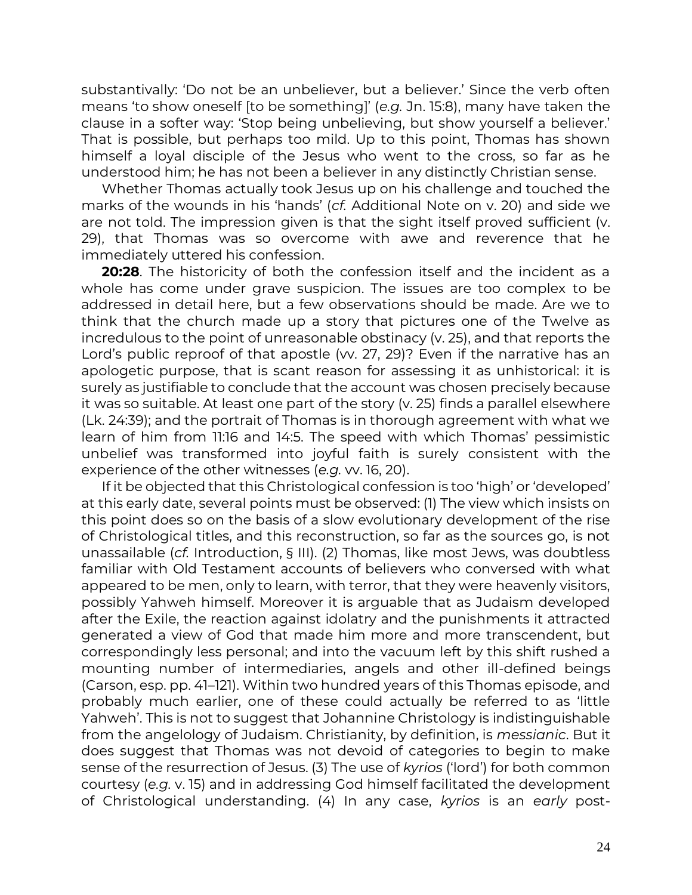substantivally: ‘Do not be an unbeliever, but a believer.’ Since the verb often means ‘to show oneself [to be something]’ (*e.g.* Jn. 15:8), many have taken the clause in a softer way: ‘Stop being unbelieving, but show yourself a believer.’ That is possible, but perhaps too mild. Up to this point, Thomas has shown himself a loyal disciple of the Jesus who went to the cross, so far as he understood him; he has not been a believer in any distinctly Christian sense.

Whether Thomas actually took Jesus up on his challenge and touched the marks of the wounds in his ‘hands’ (*cf.* Additional Note on v. 20) and side we are not told. The impression given is that the sight itself proved sufficient (v. 29), that Thomas was so overcome with awe and reverence that he immediately uttered his confession.

**20:28**. The historicity of both the confession itself and the incident as a whole has come under grave suspicion. The issues are too complex to be addressed in detail here, but a few observations should be made. Are we to think that the church made up a story that pictures one of the Twelve as incredulous to the point of unreasonable obstinacy (v. 25), and that reports the Lord’s public reproof of that apostle (vv. 27, 29)? Even if the narrative has an apologetic purpose, that is scant reason for assessing it as unhistorical: it is surely as justifiable to conclude that the account was chosen precisely because it was so suitable. At least one part of the story (v. 25) finds a parallel elsewhere (Lk. 24:39); and the portrait of Thomas is in thorough agreement with what we learn of him from 11:16 and 14:5. The speed with which Thomas’ pessimistic unbelief was transformed into joyful faith is surely consistent with the experience of the other witnesses (*e.g.* vv. 16, 20).

If it be objected that this Christological confession is too ‘high’ or ‘developed’ at this early date, several points must be observed: (1) The view which insists on this point does so on the basis of a slow evolutionary development of the rise of Christological titles, and this reconstruction, so far as the sources go, is not unassailable (*cf.* Introduction, § III). (2) Thomas, like most Jews, was doubtless familiar with Old Testament accounts of believers who conversed with what appeared to be men, only to learn, with terror, that they were heavenly visitors, possibly Yahweh himself. Moreover it is arguable that as Judaism developed after the Exile, the reaction against idolatry and the punishments it attracted generated a view of God that made him more and more transcendent, but correspondingly less personal; and into the vacuum left by this shift rushed a mounting number of intermediaries, angels and other ill-defined beings (Carson, esp. pp. 41–121). Within two hundred years of this Thomas episode, and probably much earlier, one of these could actually be referred to as ‘little Yahweh’. This is not to suggest that Johannine Christology is indistinguishable from the angelology of Judaism. Christianity, by definition, is *messianic*. But it does suggest that Thomas was not devoid of categories to begin to make sense of the resurrection of Jesus. (3) The use of *kyrios* (‘lord’) for both common courtesy (*e.g.* v. 15) and in addressing God himself facilitated the development of Christological understanding. (4) In any case, *kyrios* is an *early* post-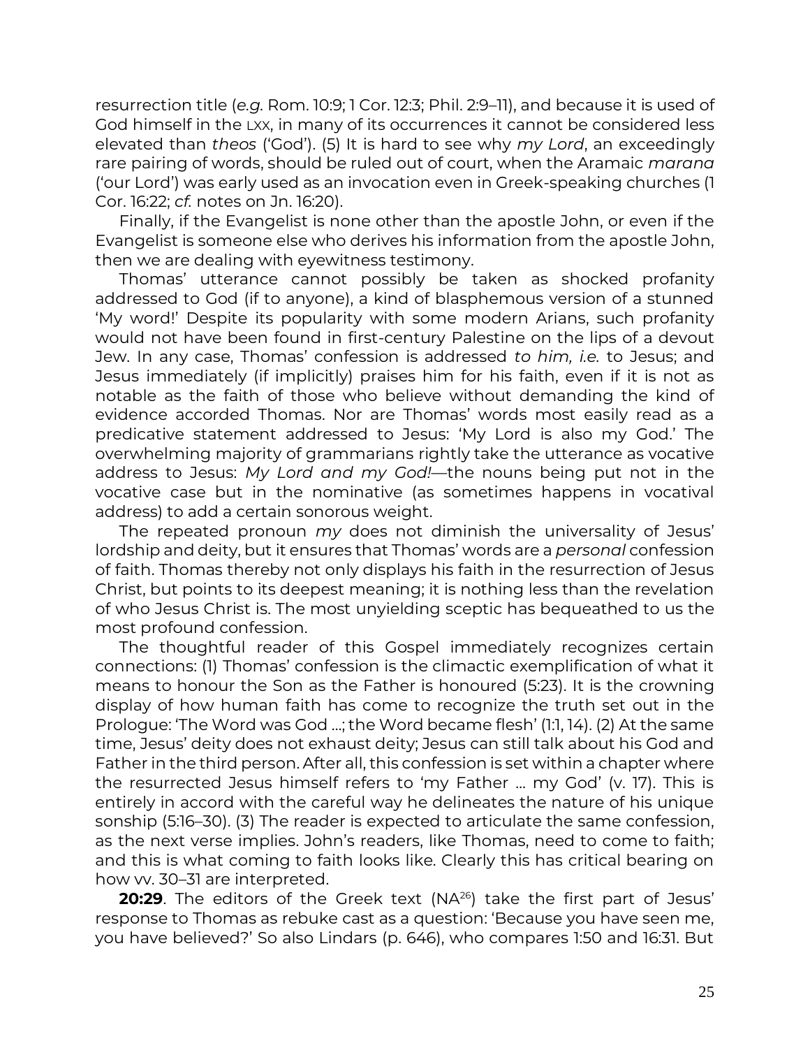resurrection title (*e.g.* Rom. 10:9; 1 Cor. 12:3; Phil. 2:9–11), and because it is used of God himself in the LXX, in many of its occurrences it cannot be considered less elevated than *theos* ('God'). (5) It is hard to see why *my Lord*, an exceedingly rare pairing of words, should be ruled out of court, when the Aramaic *marana* ('our Lord') was early used as an invocation even in Greek-speaking churches (1 Cor. 16:22; *cf.* notes on Jn. 16:20).

Finally, if the Evangelist is none other than the apostle John, or even if the Evangelist is someone else who derives his information from the apostle John, then we are dealing with eyewitness testimony.

Thomas' utterance cannot possibly be taken as shocked profanity addressed to God (if to anyone), a kind of blasphemous version of a stunned 'My word!' Despite its popularity with some modern Arians, such profanity would not have been found in first-century Palestine on the lips of a devout Jew. In any case, Thomas' confession is addressed *to him, i.e.* to Jesus; and Jesus immediately (if implicitly) praises him for his faith, even if it is not as notable as the faith of those who believe without demanding the kind of evidence accorded Thomas. Nor are Thomas' words most easily read as a predicative statement addressed to Jesus: 'My Lord is also my God.' The overwhelming majority of grammarians rightly take the utterance as vocative address to Jesus: *My Lord and my God!*—the nouns being put not in the vocative case but in the nominative (as sometimes happens in vocatival address) to add a certain sonorous weight.

The repeated pronoun *my* does not diminish the universality of Jesus' lordship and deity, but it ensures that Thomas' words are a *personal* confession of faith. Thomas thereby not only displays his faith in the resurrection of Jesus Christ, but points to its deepest meaning; it is nothing less than the revelation of who Jesus Christ is. The most unyielding sceptic has bequeathed to us the most profound confession.

The thoughtful reader of this Gospel immediately recognizes certain connections: (1) Thomas' confession is the climactic exemplification of what it means to honour the Son as the Father is honoured (5:23). It is the crowning display of how human faith has come to recognize the truth set out in the Prologue: 'The Word was God …; the Word became flesh' (1:1, 14). (2) At the same time, Jesus' deity does not exhaust deity; Jesus can still talk about his God and Father in the third person. After all, this confession is set within a chapter where the resurrected Jesus himself refers to 'my Father … my God' (v. 17). This is entirely in accord with the careful way he delineates the nature of his unique sonship (5:16–30). (3) The reader is expected to articulate the same confession, as the next verse implies. John's readers, like Thomas, need to come to faith; and this is what coming to faith looks like. Clearly this has critical bearing on how vv. 30–31 are interpreted.

**20:29**. The editors of the Greek text (NA[26]) take the first part of Jesus' response to Thomas as rebuke cast as a question: 'Because you have seen me, you have believed?' So also Lindars (p. 646), who compares 1:50 and 16:31. But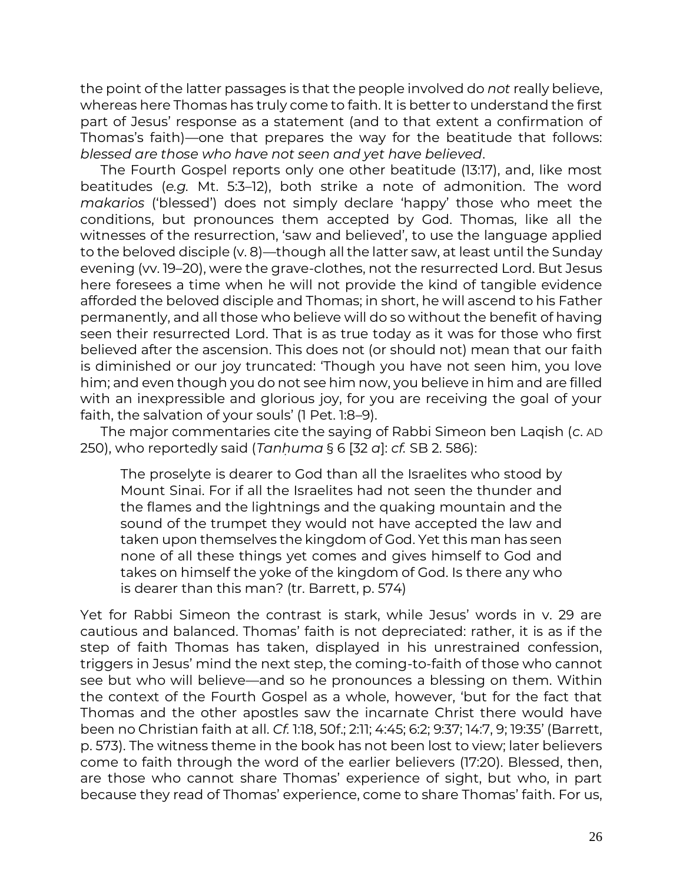the point of the latter passages is that the people involved do *not* really believe, whereas here Thomas has truly come to faith. It is better to understand the first part of Jesus' response as a statement (and to that extent a confirmation of Thomas's faith)—one that prepares the way for the beatitude that follows: *blessed are those who have not seen and yet have believed*.

The Fourth Gospel reports only one other beatitude (13:17), and, like most beatitudes (*e.g.* Mt. 5:3–12), both strike a note of admonition. The word *makarios* ('blessed') does not simply declare 'happy' those who meet the conditions, but pronounces them accepted by God. Thomas, like all the witnesses of the resurrection, 'saw and believed', to use the language applied to the beloved disciple (v. 8)—though all the latter saw, at least until the Sunday evening (vv. 19–20), were the grave-clothes, not the resurrected Lord. But Jesus here foresees a time when he will not provide the kind of tangible evidence afforded the beloved disciple and Thomas; in short, he will ascend to his Father permanently, and all those who believe will do so without the benefit of having seen their resurrected Lord. That is as true today as it was for those who first believed after the ascension. This does not (or should not) mean that our faith is diminished or our joy truncated: 'Though you have not seen him, you love him; and even though you do not see him now, you believe in him and are filled with an inexpressible and glorious joy, for you are receiving the goal of your faith, the salvation of your souls' (1 Pet. 1:8–9).

The major commentaries cite the saying of Rabbi Simeon ben Laqish (*c.* AD 250), who reportedly said (*Tanḥuma* § 6 [32 *a*]: *cf.* SB 2. 586):

> The proselyte is dearer to God than all the Israelites who stood by Mount Sinai. For if all the Israelites had not seen the thunder and the flames and the lightnings and the quaking mountain and the sound of the trumpet they would not have accepted the law and taken upon themselves the kingdom of God. Yet this man has seen none of all these things yet comes and gives himself to God and takes on himself the yoke of the kingdom of God. Is there any who is dearer than this man? (tr. Barrett, p. 574)

Yet for Rabbi Simeon the contrast is stark, while Jesus' words in v. 29 are cautious and balanced. Thomas' faith is not depreciated: rather, it is as if the step of faith Thomas has taken, displayed in his unrestrained confession, triggers in Jesus' mind the next step, the coming-to-faith of those who cannot see but who will believe—and so he pronounces a blessing on them. Within the context of the Fourth Gospel as a whole, however, 'but for the fact that Thomas and the other apostles saw the incarnate Christ there would have been no Christian faith at all. *Cf.* 1:18, 50f.; 2:11; 4:45; 6:2; 9:37; 14:7, 9; 19:35' (Barrett, p. 573). The witness theme in the book has not been lost to view; later believers come to faith through the word of the earlier believers (17:20). Blessed, then, are those who cannot share Thomas' experience of sight, but who, in part because they read of Thomas' experience, come to share Thomas' faith. For us,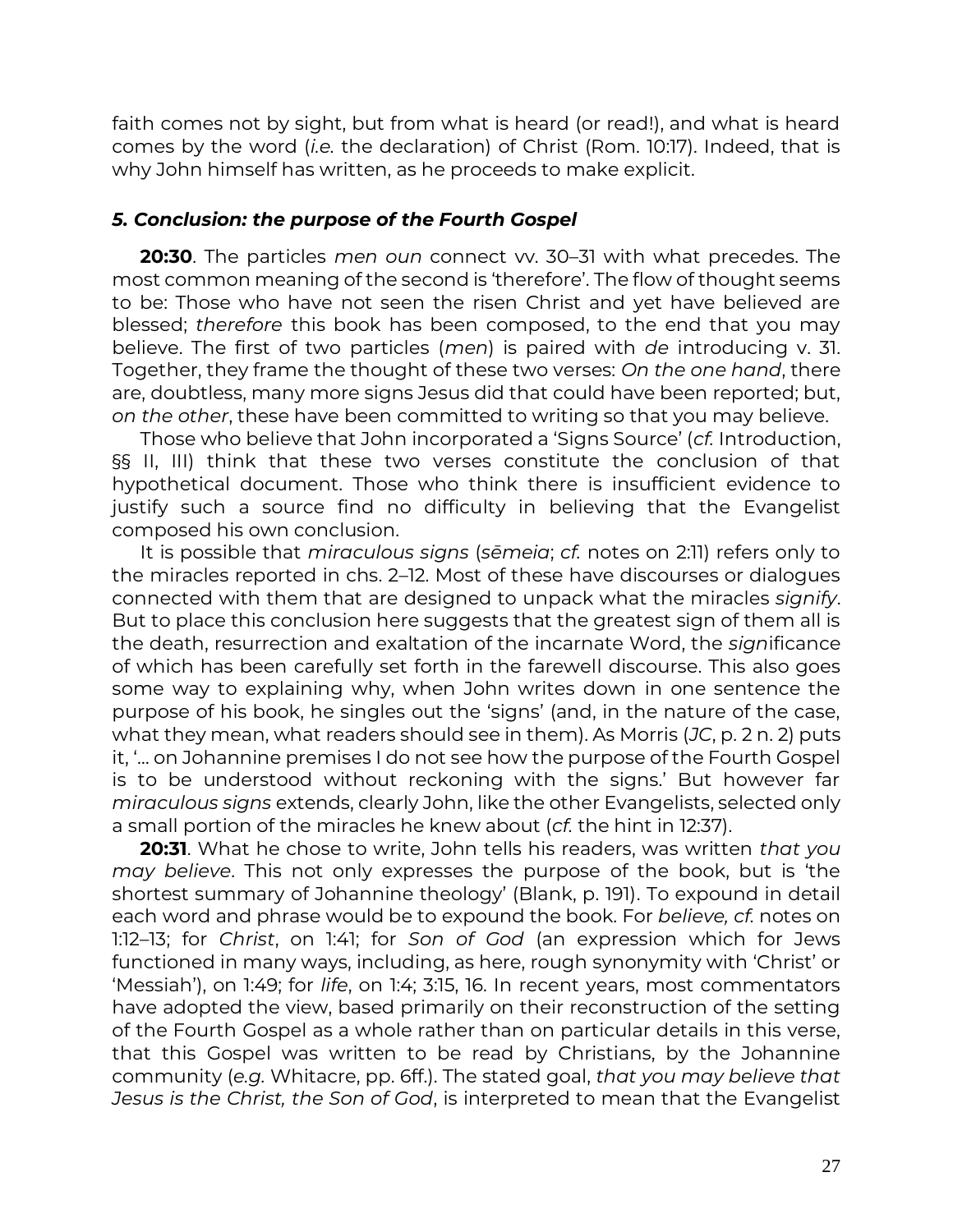faith comes not by sight, but from what is heard (or read!), and what is heard comes by the word (*i.e.* the declaration) of Christ (Rom. 10:17). Indeed, that is why John himself has written, as he proceeds to make explicit.

### *5. Conclusion: the purpose of the Fourth Gospel*

**20:30**. The particles *men oun* connect vv. 30–31 with what precedes. The most common meaning of the second is 'therefore'. The flow of thought seems to be: Those who have not seen the risen Christ and yet have believed are blessed; *therefore* this book has been composed, to the end that you may believe. The first of two particles (*men*) is paired with *de* introducing v. 31. Together, they frame the thought of these two verses: *On the one hand*, there are, doubtless, many more signs Jesus did that could have been reported; but, *on the other*, these have been committed to writing so that you may believe.

Those who believe that John incorporated a 'Signs Source' (*cf.* Introduction, §§ II, III) think that these two verses constitute the conclusion of that hypothetical document. Those who think there is insufficient evidence to justify such a source find no difficulty in believing that the Evangelist composed his own conclusion.

It is possible that *miraculous signs* (*sēmeia*; *cf.* notes on 2:11) refers only to the miracles reported in chs. 2–12. Most of these have discourses or dialogues connected with them that are designed to unpack what the miracles *signify*. But to place this conclusion here suggests that the greatest sign of them all is the death, resurrection and exaltation of the incarnate Word, the *sign*ificance of which has been carefully set forth in the farewell discourse. This also goes some way to explaining why, when John writes down in one sentence the purpose of his book, he singles out the 'signs' (and, in the nature of the case, what they mean, what readers should see in them). As Morris (*JC*, p. 2 n. 2) puts it, '… on Johannine premises I do not see how the purpose of the Fourth Gospel is to be understood without reckoning with the signs.' But however far *miraculous signs* extends, clearly John, like the other Evangelists, selected only a small portion of the miracles he knew about (*cf.* the hint in 12:37).

**20:31**. What he chose to write, John tells his readers, was written *that you may believe*. This not only expresses the purpose of the book, but is 'the shortest summary of Johannine theology' (Blank, p. 191). To expound in detail each word and phrase would be to expound the book. For *believe, cf.* notes on 1:12–13; for *Christ*, on 1:41; for *Son of God* (an expression which for Jews functioned in many ways, including, as here, rough synonymity with 'Christ' or 'Messiah'), on 1:49; for *life*, on 1:4; 3:15, 16. In recent years, most commentators have adopted the view, based primarily on their reconstruction of the setting of the Fourth Gospel as a whole rather than on particular details in this verse, that this Gospel was written to be read by Christians, by the Johannine community (*e.g.* Whitacre, pp. 6ff.). The stated goal, *that you may believe that Jesus is the Christ, the Son of God*, is interpreted to mean that the Evangelist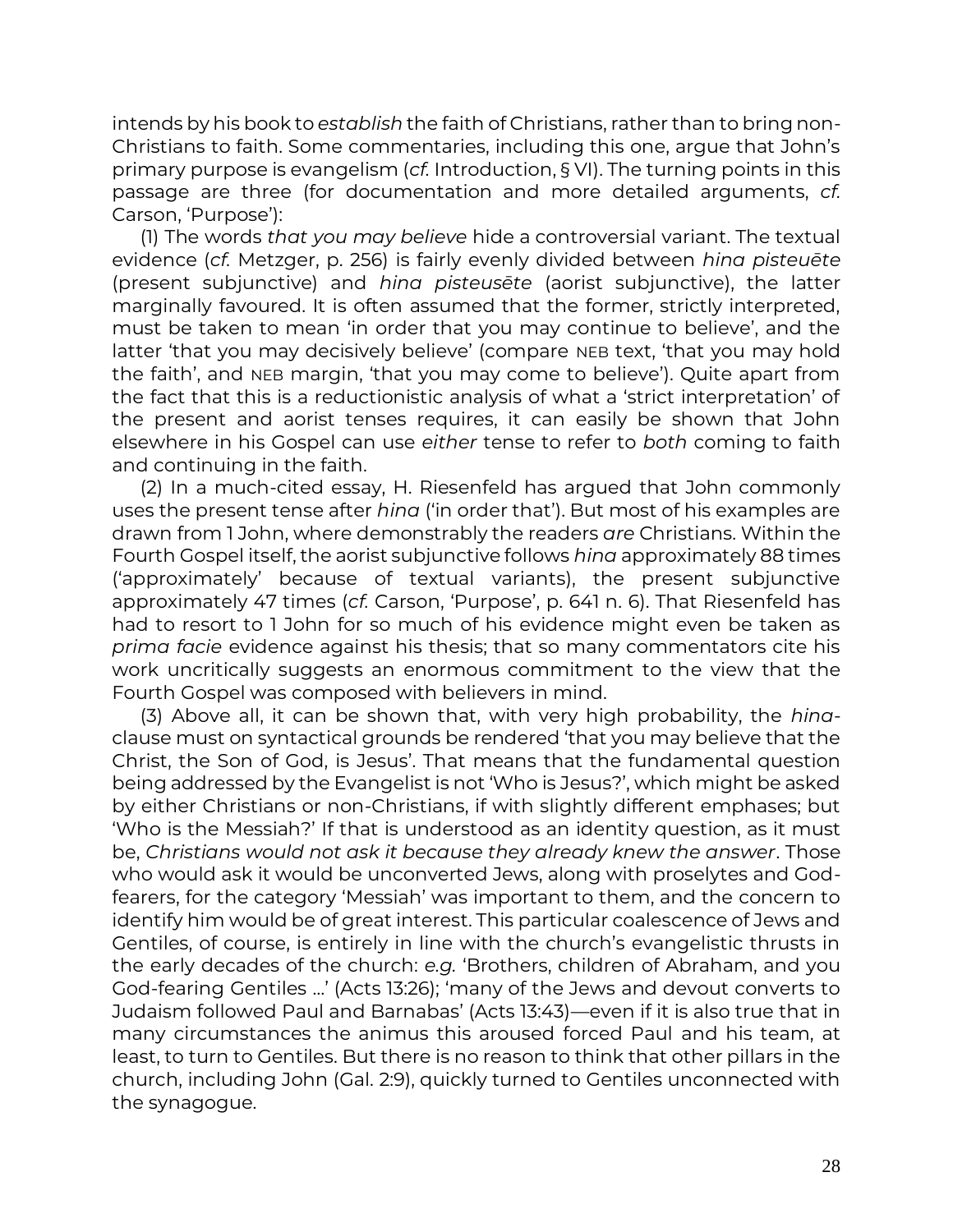intends by his book to *establish* the faith of Christians, rather than to bring non-Christians to faith. Some commentaries, including this one, argue that John's primary purpose is evangelism (*cf.* Introduction, § VI). The turning points in this passage are three (for documentation and more detailed arguments, *cf.* Carson, 'Purpose'):

(1) The words *that you may believe* hide a controversial variant. The textual evidence (*cf.* Metzger, p. 256) is fairly evenly divided between *hina pisteuēte* (present subjunctive) and *hina pisteusēte* (aorist subjunctive), the latter marginally favoured. It is often assumed that the former, strictly interpreted, must be taken to mean 'in order that you may continue to believe', and the latter 'that you may decisively believe' (compare NEB text, 'that you may hold the faith', and NEB margin, 'that you may come to believe'). Quite apart from the fact that this is a reductionistic analysis of what a 'strict interpretation' of the present and aorist tenses requires, it can easily be shown that John elsewhere in his Gospel can use *either* tense to refer to *both* coming to faith and continuing in the faith.

(2) In a much-cited essay, H. Riesenfeld has argued that John commonly uses the present tense after *hina* ('in order that'). But most of his examples are drawn from 1 John, where demonstrably the readers *are* Christians. Within the Fourth Gospel itself, the aorist subjunctive follows *hina* approximately 88 times ('approximately' because of textual variants), the present subjunctive approximately 47 times (*cf.* Carson, 'Purpose', p. 641 n. 6). That Riesenfeld has had to resort to 1 John for so much of his evidence might even be taken as *prima facie* evidence against his thesis; that so many commentators cite his work uncritically suggests an enormous commitment to the view that the Fourth Gospel was composed with believers in mind.

(3) Above all, it can be shown that, with very high probability, the *hina*-clause must on syntactical grounds be rendered 'that you may believe that the Christ, the Son of God, is Jesus'. That means that the fundamental question being addressed by the Evangelist is not 'Who is Jesus?', which might be asked by either Christians or non-Christians, if with slightly different emphases; but 'Who is the Messiah?' If that is understood as an identity question, as it must be, *Christians would not ask it because they already knew the answer*. Those who would ask it would be unconverted Jews, along with proselytes and God-fearers, for the category 'Messiah' was important to them, and the concern to identify him would be of great interest. This particular coalescence of Jews and Gentiles, of course, is entirely in line with the church's evangelistic thrusts in the early decades of the church: *e.g.* 'Brothers, children of Abraham, and you God-fearing Gentiles …' (Acts 13:26); 'many of the Jews and devout converts to Judaism followed Paul and Barnabas' (Acts 13:43)—even if it is also true that in many circumstances the animus this aroused forced Paul and his team, at least, to turn to Gentiles. But there is no reason to think that other pillars in the church, including John (Gal. 2:9), quickly turned to Gentiles unconnected with the synagogue.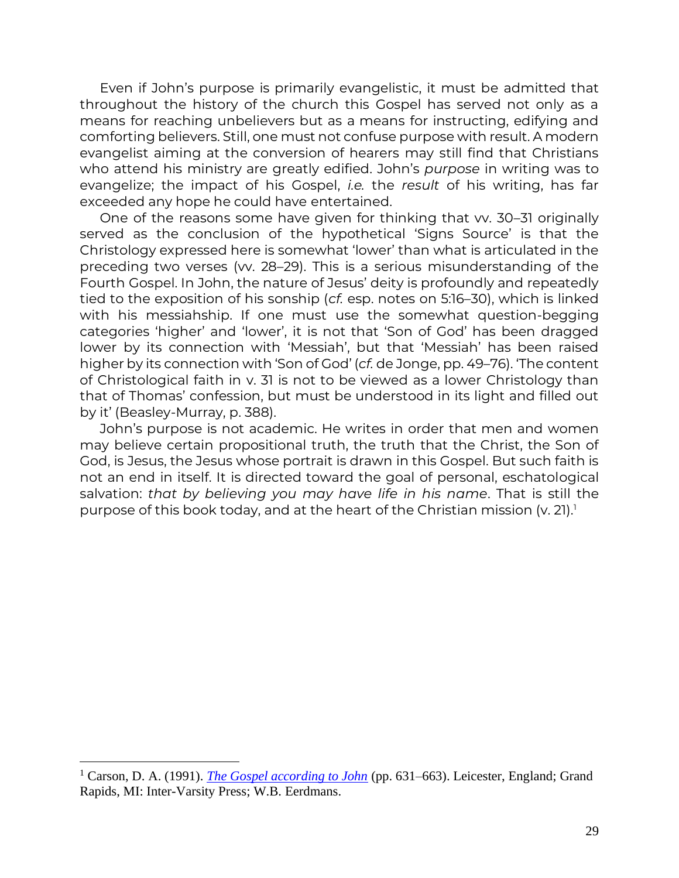Even if John's purpose is primarily evangelistic, it must be admitted that throughout the history of the church this Gospel has served not only as a means for reaching unbelievers but as a means for instructing, edifying and comforting believers. Still, one must not confuse purpose with result. A modern evangelist aiming at the conversion of hearers may still find that Christians who attend his ministry are greatly edified. John's *purpose* in writing was to evangelize; the impact of his Gospel, *i.e.* the *result* of his writing, has far exceeded any hope he could have entertained.

One of the reasons some have given for thinking that vv. 30–31 originally served as the conclusion of the hypothetical 'Signs Source' is that the Christology expressed here is somewhat 'lower' than what is articulated in the preceding two verses (vv. 28–29). This is a serious misunderstanding of the Fourth Gospel. In John, the nature of Jesus' deity is profoundly and repeatedly tied to the exposition of his sonship (*cf.* esp. notes on 5:16–30), which is linked with his messiahship. If one must use the somewhat question-begging categories 'higher' and 'lower', it is not that 'Son of God' has been dragged lower by its connection with 'Messiah', but that 'Messiah' has been raised higher by its connection with 'Son of God' (*cf.* de Jonge, pp. 49–76). 'The content of Christological faith in v. 31 is not to be viewed as a lower Christology than that of Thomas' confession, but must be understood in its light and filled out by it' (Beasley-Murray, p. 388).

John's purpose is not academic. He writes in order that men and women may believe certain propositional truth, the truth that the Christ, the Son of God, is Jesus, the Jesus whose portrait is drawn in this Gospel. But such faith is not an end in itself. It is directed toward the goal of personal, eschatological salvation: *that by believing you may have life in his name*. That is still the purpose of this book today, and at the heart of the Christian mission (v. 21).[1]

---

[1] Carson, D. A. (1991). *The Gospel according to John* (pp. 631–663). Leicester, England; Grand Rapids, MI: Inter-Varsity Press; W.B. Eerdmans.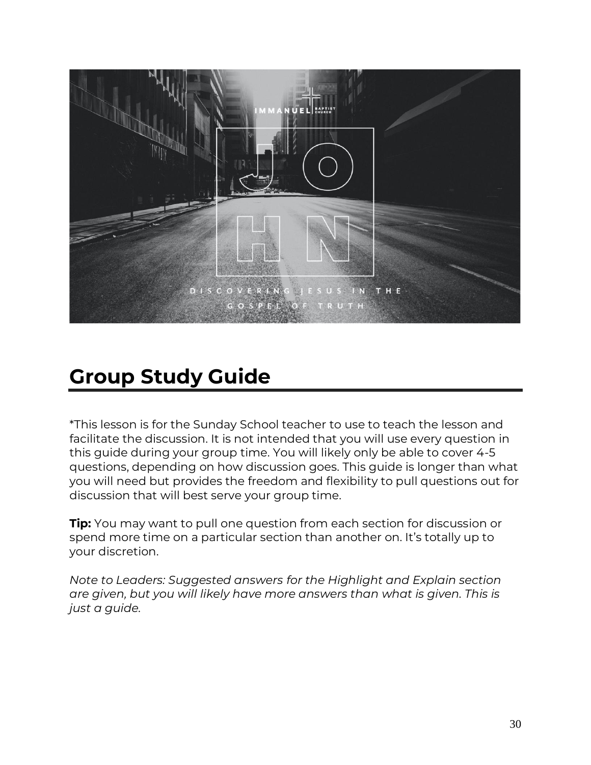# Group Study Guide

*This lesson is for the Sunday School teacher to use to teach the lesson and facilitate the discussion. It is not intended that you will use every question in this guide during your group time. You will likely only be able to cover 4-5 questions, depending on how discussion goes. This guide is longer than what you will need but provides the freedom and flexibility to pull questions out for discussion that will best serve your group time.

**Tip:** You may want to pull one question from each section for discussion or spend more time on a particular section than another on. It's totally up to your discretion.

*Note to Leaders: Suggested answers for the Highlight and Explain section are given, but you will likely have more answers than what is given. This is just a guide.*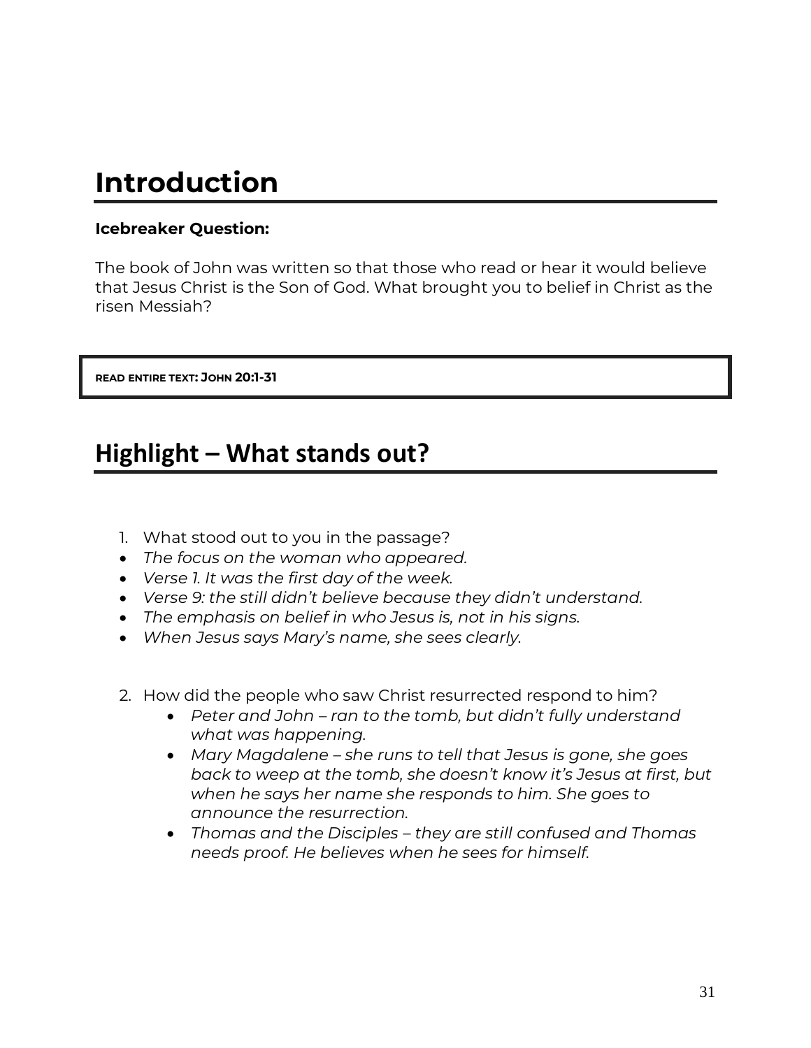# Introduction

**Icebreaker Question:**

The book of John was written so that those who read or hear it would believe that Jesus Christ is the Son of God. What brought you to belief in Christ as the risen Messiah?

**READ ENTIRE TEXT: JOHN 20:1-31**

# Highlight – What stands out?

1. What stood out to you in the passage?

- *The focus on the woman who appeared.*
- *Verse 1. It was the first day of the week.*
- *Verse 9: the still didn't believe because they didn't understand.*
- *The emphasis on belief in who Jesus is, not in his signs.*
- *When Jesus says Mary's name, she sees clearly.*

2. How did the people who saw Christ resurrected respond to him?
    - *Peter and John – ran to the tomb, but didn't fully understand what was happening.*
    - *Mary Magdalene – she runs to tell that Jesus is gone, she goes back to weep at the tomb, she doesn't know it's Jesus at first, but when he says her name she responds to him. She goes to announce the resurrection.*
    - *Thomas and the Disciples – they are still confused and Thomas needs proof. He believes when he sees for himself.*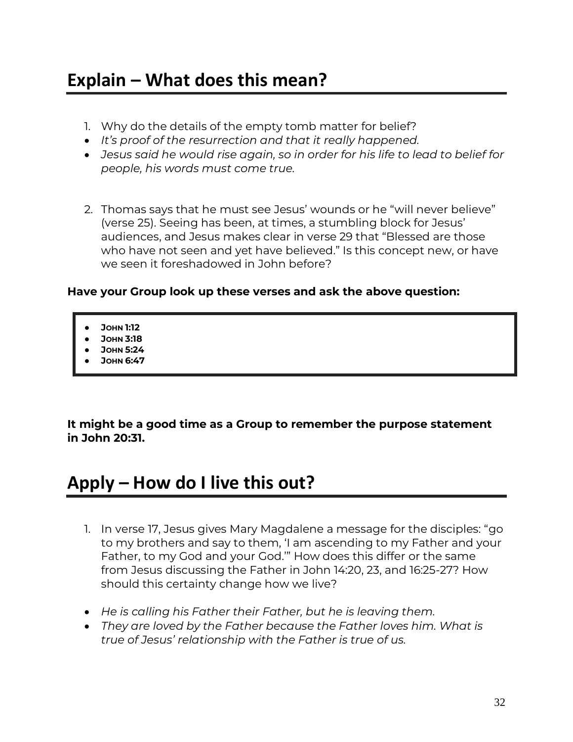## Explain – What does this mean?

1. Why do the details of the empty tomb matter for belief?

- *It's proof of the resurrection and that it really happened.*
- *Jesus said he would rise again, so in order for his life to lead to belief for people, his words must come true.*

2. Thomas says that he must see Jesus' wounds or he "will never believe" (verse 25). Seeing has been, at times, a stumbling block for Jesus' audiences, and Jesus makes clear in verse 29 that "Blessed are those who have not seen and yet have believed." Is this concept new, or have we seen it foreshadowed in John before?

**Have your Group look up these verses and ask the above question:**

- **John 1:12**
- **John 3:18**
- **John 5:24**
- **John 6:47**

**It might be a good time as a Group to remember the purpose statement in John 20:31.**

## Apply – How do I live this out?

1. In verse 17, Jesus gives Mary Magdalene a message for the disciples: "go to my brothers and say to them, 'I am ascending to my Father and your Father, to my God and your God.'" How does this differ or the same from Jesus discussing the Father in John 14:20, 23, and 16:25-27? How should this certainty change how we live?

- *He is calling his Father their Father, but he is leaving them.*
- *They are loved by the Father because the Father loves him. What is true of Jesus' relationship with the Father is true of us.*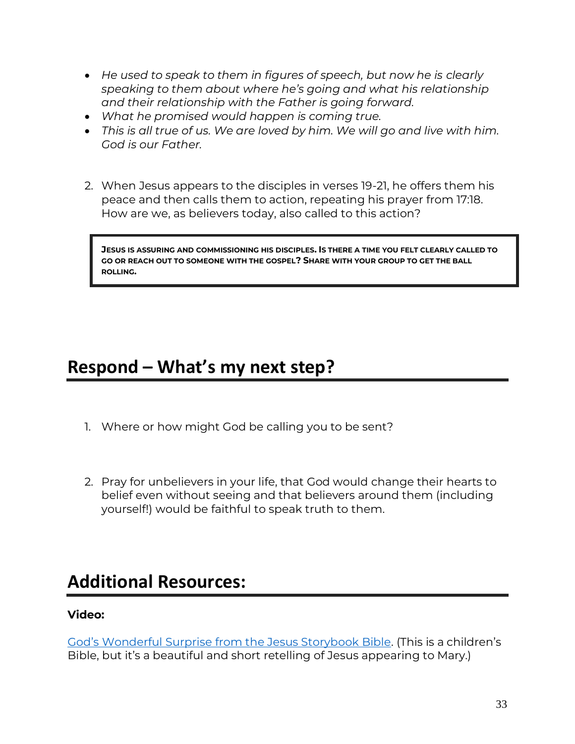- *He used to speak to them in figures of speech, but now he is clearly speaking to them about where he's going and what his relationship and their relationship with the Father is going forward.*
- *What he promised would happen is coming true.*
- *This is all true of us. We are loved by him. We will go and live with him. God is our Father.*

2. When Jesus appears to the disciples in verses 19-21, he offers them his peace and then calls them to action, repeating his prayer from 17:18. How are we, as believers today, also called to this action?

> **JESUS IS ASSURING AND COMMISSIONING HIS DISCIPLES. IS THERE A TIME YOU FELT CLEARLY CALLED TO GO OR REACH OUT TO SOMEONE WITH THE GOSPEL? SHARE WITH YOUR GROUP TO GET THE BALL ROLLING.**

## Respond – What's my next step?

1. Where or how might God be calling you to be sent?

2. Pray for unbelievers in your life, that God would change their hearts to belief even without seeing and that believers around them (including yourself!) would be faithful to speak truth to them.

## Additional Resources:

**Video:**

God's Wonderful Surprise from the Jesus Storybook Bible. (This is a children's Bible, but it's a beautiful and short retelling of Jesus appearing to Mary.)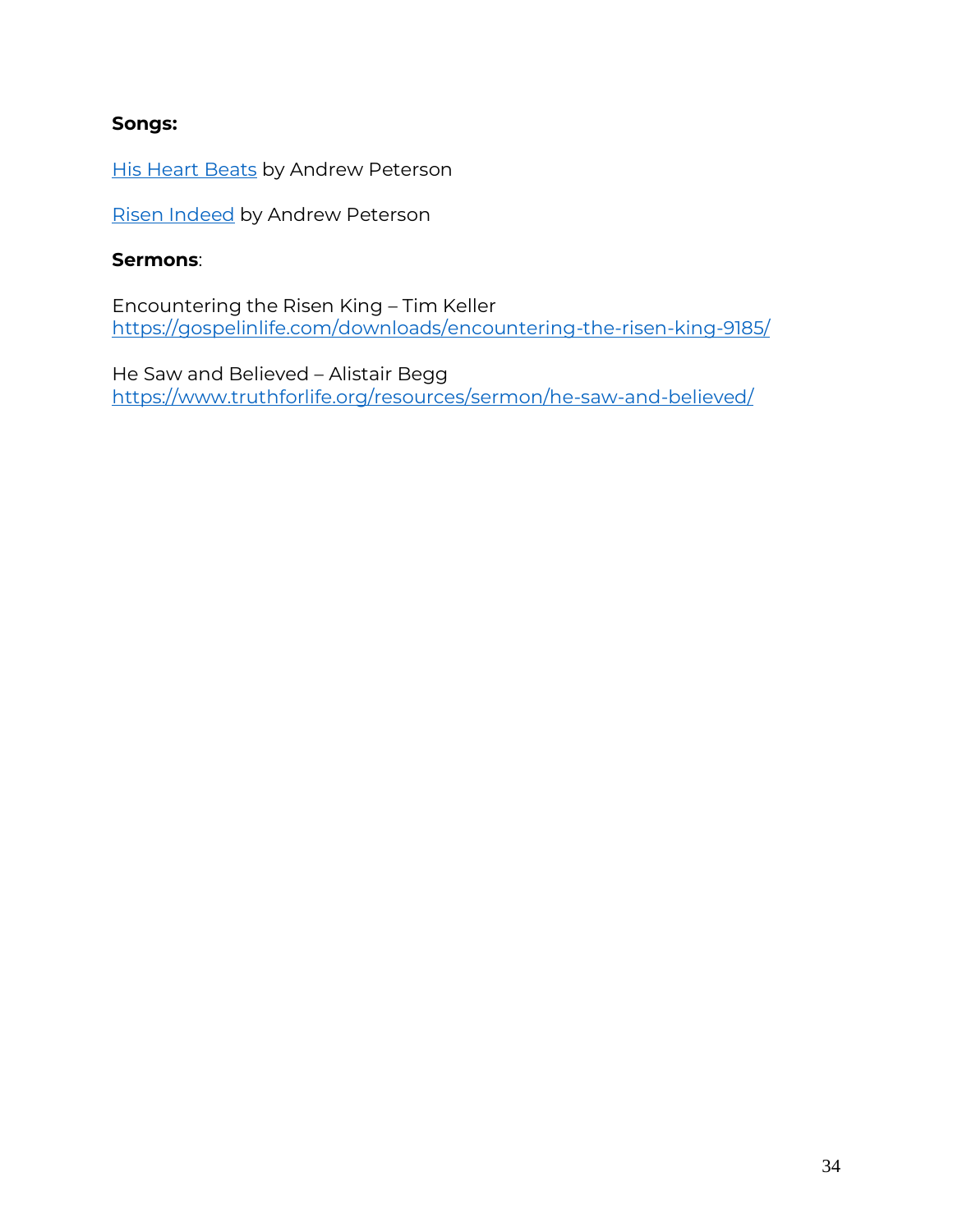**Songs:**

His Heart Beats by Andrew Peterson

Risen Indeed by Andrew Peterson

**Sermons**:

Encountering the Risen King – Tim Keller
https://gospelinlife.com/downloads/encountering-the-risen-king-9185/

He Saw and Believed – Alistair Begg
https://www.truthforlife.org/resources/sermon/he-saw-and-believed/